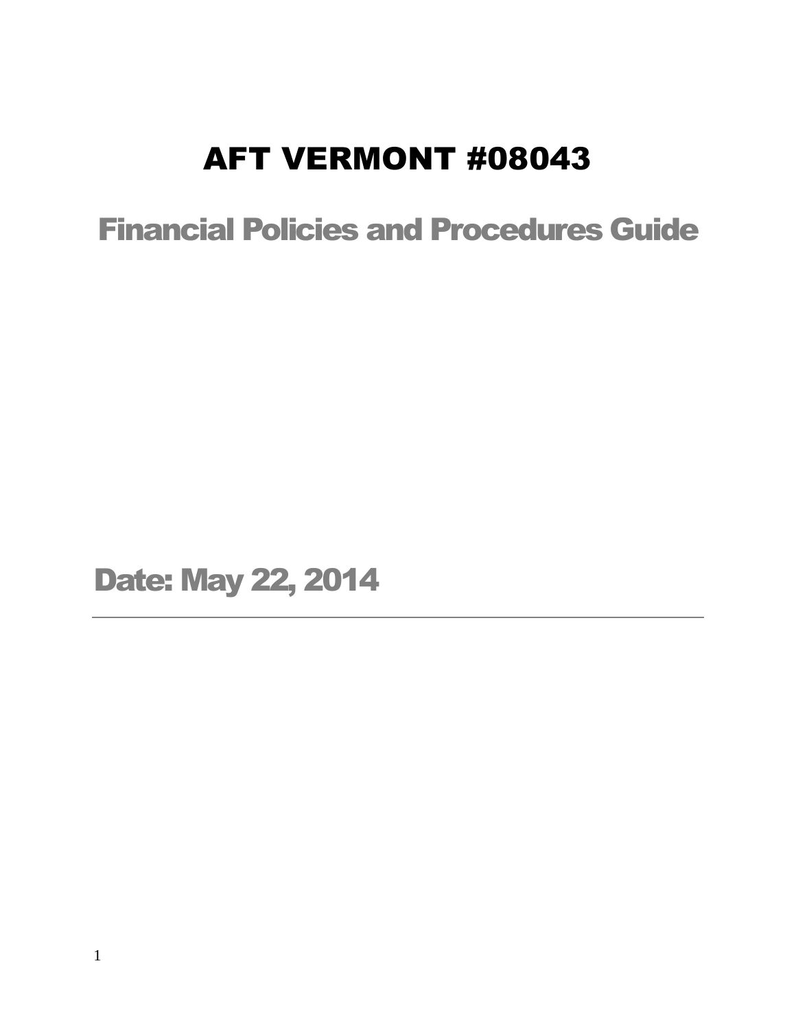# AFT VERMONT #08043

## Financial Policies and Procedures Guide

## Date: May 22, 2014

---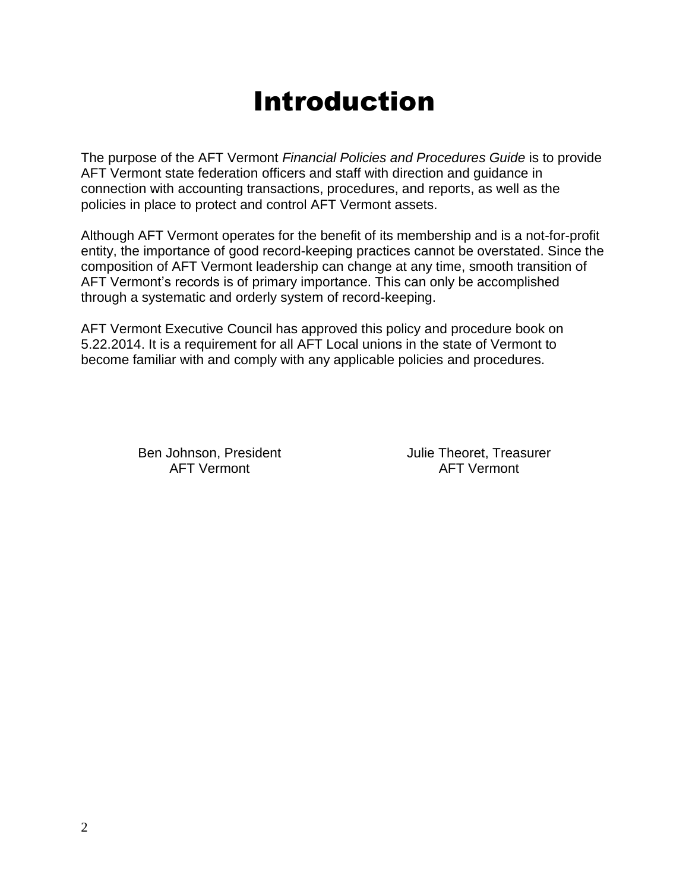# Introduction

The purpose of the AFT Vermont *Financial Policies and Procedures Guide* is to provide AFT Vermont state federation officers and staff with direction and guidance in connection with accounting transactions, procedures, and reports, as well as the policies in place to protect and control AFT Vermont assets.

Although AFT Vermont operates for the benefit of its membership and is a not-for-profit entity, the importance of good record-keeping practices cannot be overstated. Since the composition of AFT Vermont leadership can change at any time, smooth transition of AFT Vermont's records is of primary importance. This can only be accomplished through a systematic and orderly system of record-keeping.

AFT Vermont Executive Council has approved this policy and procedure book on 5.22.2014. It is a requirement for all AFT Local unions in the state of Vermont to become familiar with and comply with any applicable policies and procedures.

Ben Johnson, President
AFT Vermont

Julie Theoret, Treasurer
AFT Vermont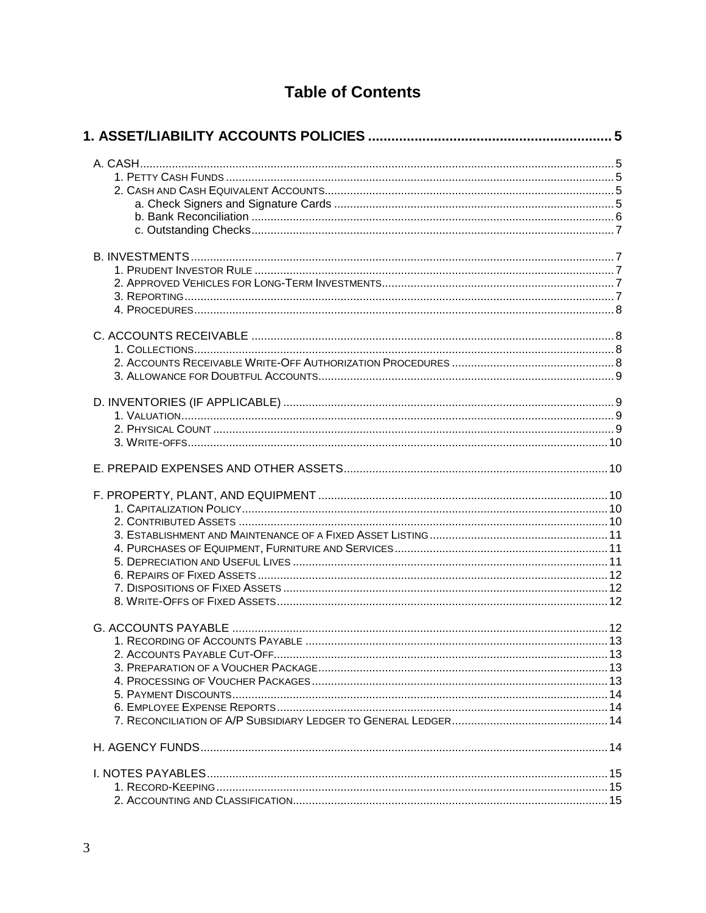# Table of Contents

**1. ASSET/LIABILITY ACCOUNTS POLICIES .... 5**

- A. CASH .... 5
  - 1. Petty Cash Funds .... 5
  - 2. Cash and Cash Equivalent Accounts .... 5
    - a. Check Signers and Signature Cards .... 5
    - b. Bank Reconciliation .... 6
    - c. Outstanding Checks .... 7

- B. INVESTMENTS .... 7
  - 1. Prudent Investor Rule .... 7
  - 2. Approved Vehicles for Long-Term Investments .... 7
  - 3. Reporting .... 7
  - 4. Procedures .... 8

- C. ACCOUNTS RECEIVABLE .... 8
  - 1. Collections .... 8
  - 2. Accounts Receivable Write-Off Authorization Procedures .... 8
  - 3. Allowance for Doubtful Accounts .... 9

- D. INVENTORIES (IF APPLICABLE) .... 9
  - 1. Valuation .... 9
  - 2. Physical Count .... 9
  - 3. Write-offs .... 10

- E. PREPAID EXPENSES AND OTHER ASSETS .... 10

- F. PROPERTY, PLANT, AND EQUIPMENT .... 10
  - 1. Capitalization Policy .... 10
  - 2. Contributed Assets .... 10
  - 3. Establishment and Maintenance of a Fixed Asset Listing .... 11
  - 4. Purchases of Equipment, Furniture and Services .... 11
  - 5. Depreciation and Useful Lives .... 11
  - 6. Repairs of Fixed Assets .... 12
  - 7. Dispositions of Fixed Assets .... 12
  - 8. Write-Offs of Fixed Assets .... 12

- G. ACCOUNTS PAYABLE .... 12
  - 1. Recording of Accounts Payable .... 13
  - 2. Accounts Payable Cut-Off .... 13
  - 3. Preparation of a Voucher Package .... 13
  - 4. Processing of Voucher Packages .... 13
  - 5. Payment Discounts .... 14
  - 6. Employee Expense Reports .... 14
  - 7. Reconciliation of A/P Subsidiary Ledger to General Ledger .... 14

- H. AGENCY FUNDS .... 14

- I. NOTES PAYABLES .... 15
  - 1. Record-Keeping .... 15
  - 2. Accounting and Classification .... 15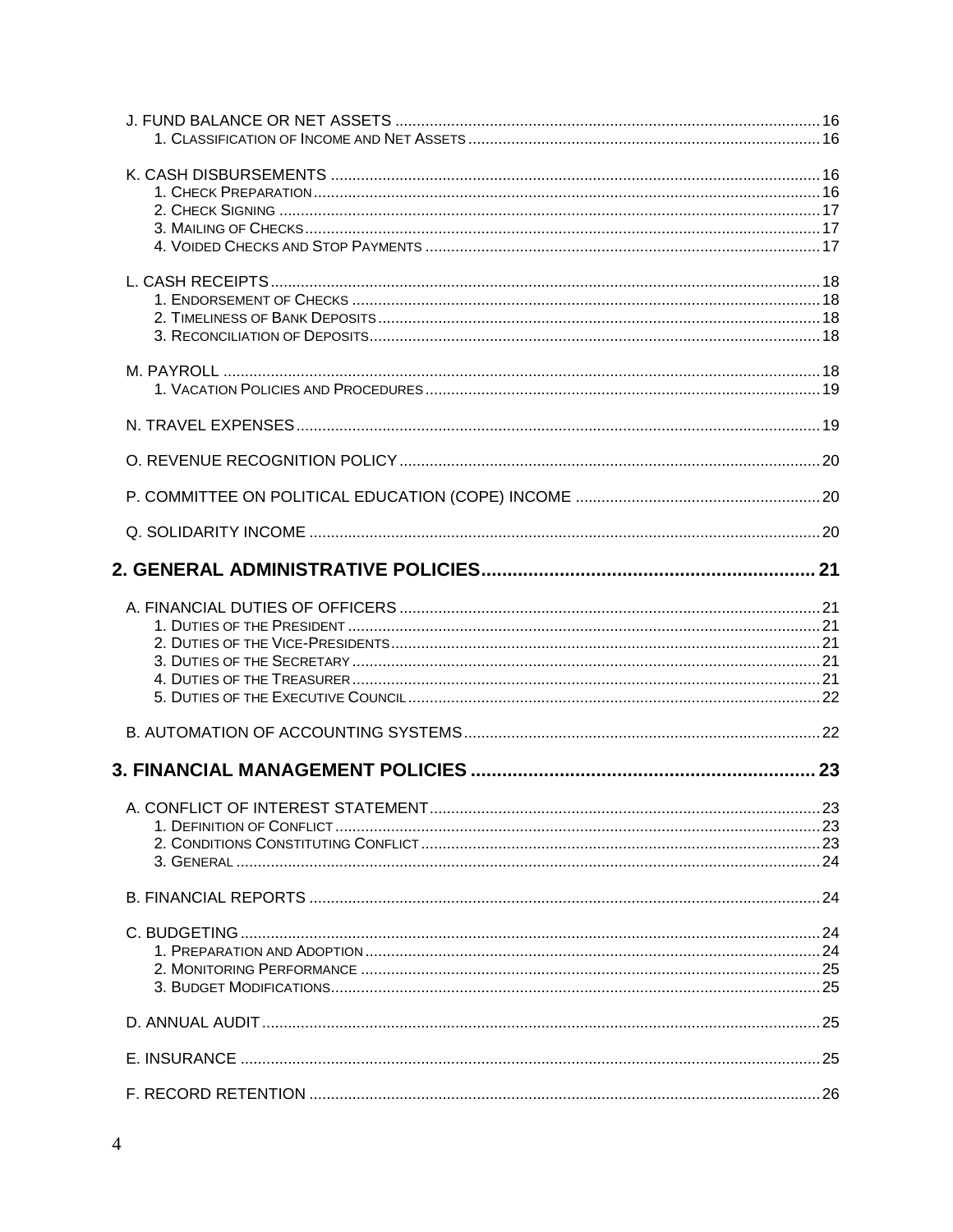J. FUND BALANCE OR NET ASSETS ..... 16
1. CLASSIFICATION OF INCOME AND NET ASSETS ..... 16

K. CASH DISBURSEMENTS ..... 16
1. CHECK PREPARATION ..... 16
2. CHECK SIGNING ..... 17
3. MAILING OF CHECKS ..... 17
4. VOIDED CHECKS AND STOP PAYMENTS ..... 17

L. CASH RECEIPTS ..... 18
1. ENDORSEMENT OF CHECKS ..... 18
2. TIMELINESS OF BANK DEPOSITS ..... 18
3. RECONCILIATION OF DEPOSITS ..... 18

M. PAYROLL ..... 18
1. VACATION POLICIES AND PROCEDURES ..... 19

N. TRAVEL EXPENSES ..... 19

O. REVENUE RECOGNITION POLICY ..... 20

P. COMMITTEE ON POLITICAL EDUCATION (COPE) INCOME ..... 20

Q. SOLIDARITY INCOME ..... 20

**2. GENERAL ADMINISTRATIVE POLICIES ..... 21**

A. FINANCIAL DUTIES OF OFFICERS ..... 21
1. DUTIES OF THE PRESIDENT ..... 21
2. DUTIES OF THE VICE-PRESIDENTS ..... 21
3. DUTIES OF THE SECRETARY ..... 21
4. DUTIES OF THE TREASURER ..... 21
5. DUTIES OF THE EXECUTIVE COUNCIL ..... 22

B. AUTOMATION OF ACCOUNTING SYSTEMS ..... 22

**3. FINANCIAL MANAGEMENT POLICIES ..... 23**

A. CONFLICT OF INTEREST STATEMENT ..... 23
1. DEFINITION OF CONFLICT ..... 23
2. CONDITIONS CONSTITUTING CONFLICT ..... 23
3. GENERAL ..... 24

B. FINANCIAL REPORTS ..... 24

C. BUDGETING ..... 24
1. PREPARATION AND ADOPTION ..... 24
2. MONITORING PERFORMANCE ..... 25
3. BUDGET MODIFICATIONS ..... 25

D. ANNUAL AUDIT ..... 25

E. INSURANCE ..... 25

F. RECORD RETENTION ..... 26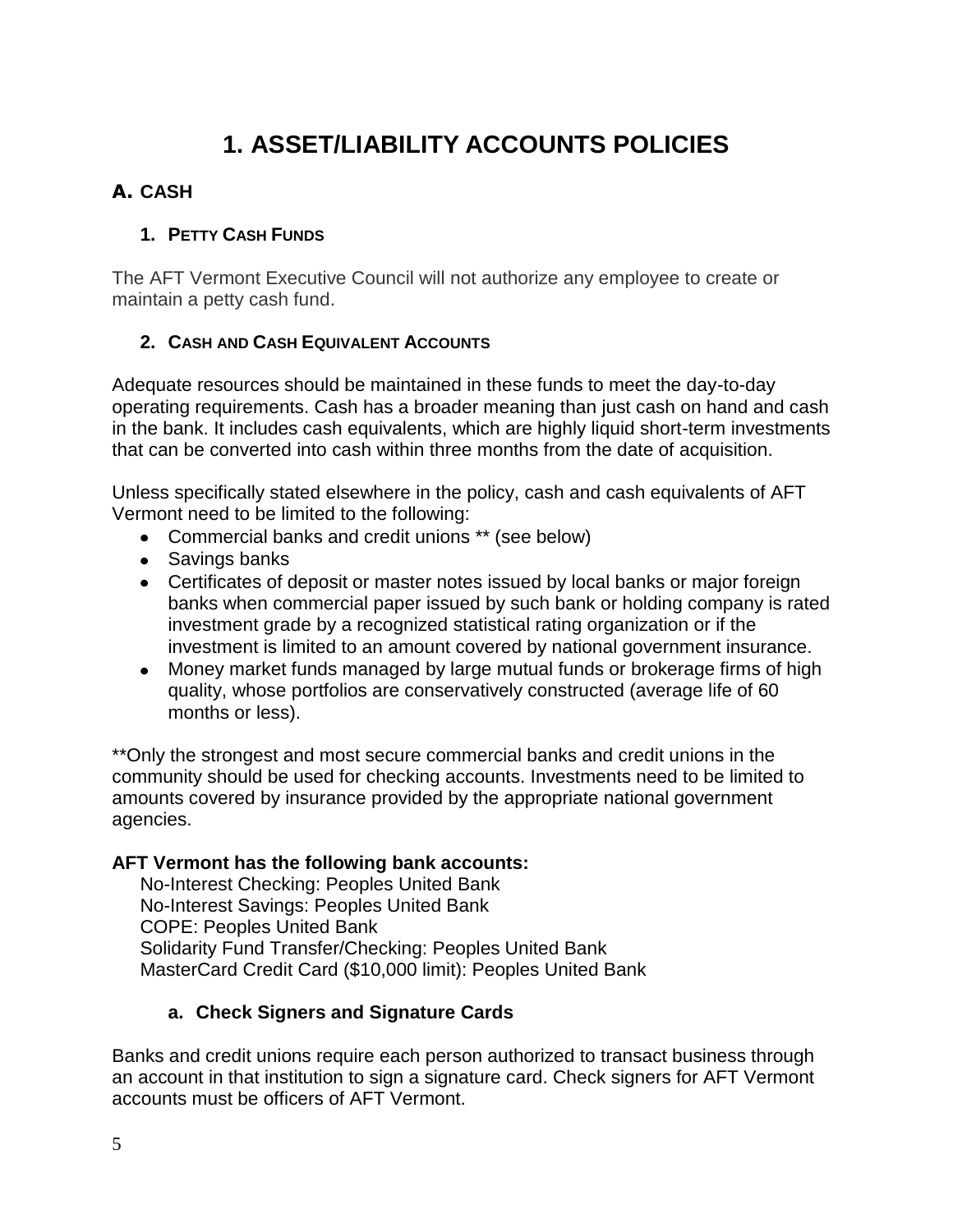# 1. ASSET/LIABILITY ACCOUNTS POLICIES

## A. CASH

### 1. Petty Cash Funds

The AFT Vermont Executive Council will not authorize any employee to create or maintain a petty cash fund.

### 2. Cash and Cash Equivalent Accounts

Adequate resources should be maintained in these funds to meet the day-to-day operating requirements. Cash has a broader meaning than just cash on hand and cash in the bank. It includes cash equivalents, which are highly liquid short-term investments that can be converted into cash within three months from the date of acquisition.

Unless specifically stated elsewhere in the policy, cash and cash equivalents of AFT Vermont need to be limited to the following:

- Commercial banks and credit unions ** (see below)
- Savings banks
- Certificates of deposit or master notes issued by local banks or major foreign banks when commercial paper issued by such bank or holding company is rated investment grade by a recognized statistical rating organization or if the investment is limited to an amount covered by national government insurance.
- Money market funds managed by large mutual funds or brokerage firms of high quality, whose portfolios are conservatively constructed (average life of 60 months or less).

**Only the strongest and most secure commercial banks and credit unions in the community should be used for checking accounts. Investments need to be limited to amounts covered by insurance provided by the appropriate national government agencies.

**AFT Vermont has the following bank accounts:**

No-Interest Checking: Peoples United Bank
No-Interest Savings: Peoples United Bank
COPE: Peoples United Bank
Solidarity Fund Transfer/Checking: Peoples United Bank
MasterCard Credit Card ($10,000 limit): Peoples United Bank

#### a. Check Signers and Signature Cards

Banks and credit unions require each person authorized to transact business through an account in that institution to sign a signature card. Check signers for AFT Vermont accounts must be officers of AFT Vermont.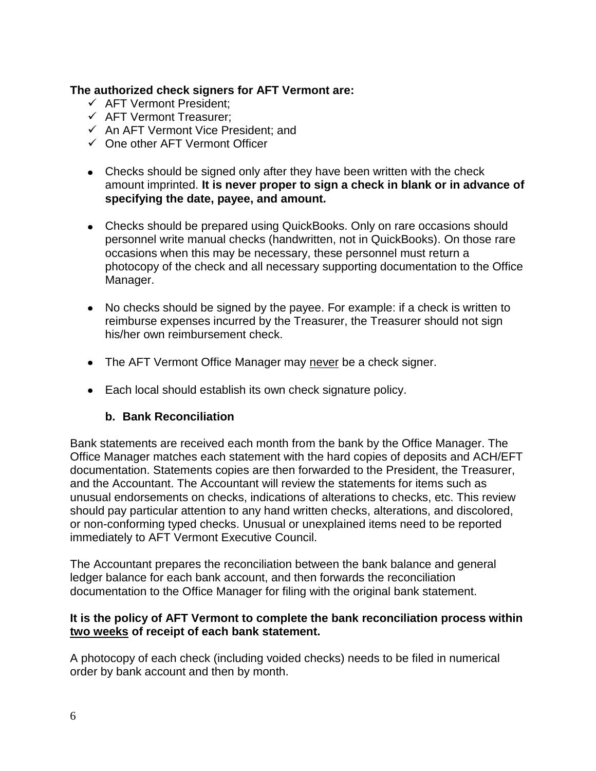**The authorized check signers for AFT Vermont are:**

- ✓ AFT Vermont President;
- ✓ AFT Vermont Treasurer;
- ✓ An AFT Vermont Vice President; and
- ✓ One other AFT Vermont Officer

- Checks should be signed only after they have been written with the check amount imprinted. **It is never proper to sign a check in blank or in advance of specifying the date, payee, and amount.**

- Checks should be prepared using QuickBooks. Only on rare occasions should personnel write manual checks (handwritten, not in QuickBooks). On those rare occasions when this may be necessary, these personnel must return a photocopy of the check and all necessary supporting documentation to the Office Manager.

- No checks should be signed by the payee. For example: if a check is written to reimburse expenses incurred by the Treasurer, the Treasurer should not sign his/her own reimbursement check.

- The AFT Vermont Office Manager may <u>never</u> be a check signer.

- Each local should establish its own check signature policy.

### b. Bank Reconciliation

Bank statements are received each month from the bank by the Office Manager. The Office Manager matches each statement with the hard copies of deposits and ACH/EFT documentation. Statements copies are then forwarded to the President, the Treasurer, and the Accountant. The Accountant will review the statements for items such as unusual endorsements on checks, indications of alterations to checks, etc. This review should pay particular attention to any hand written checks, alterations, and discolored, or non-conforming typed checks. Unusual or unexplained items need to be reported immediately to AFT Vermont Executive Council.

The Accountant prepares the reconciliation between the bank balance and general ledger balance for each bank account, and then forwards the reconciliation documentation to the Office Manager for filing with the original bank statement.

**It is the policy of AFT Vermont to complete the bank reconciliation process within <u>two weeks</u> of receipt of each bank statement.**

A photocopy of each check (including voided checks) needs to be filed in numerical order by bank account and then by month.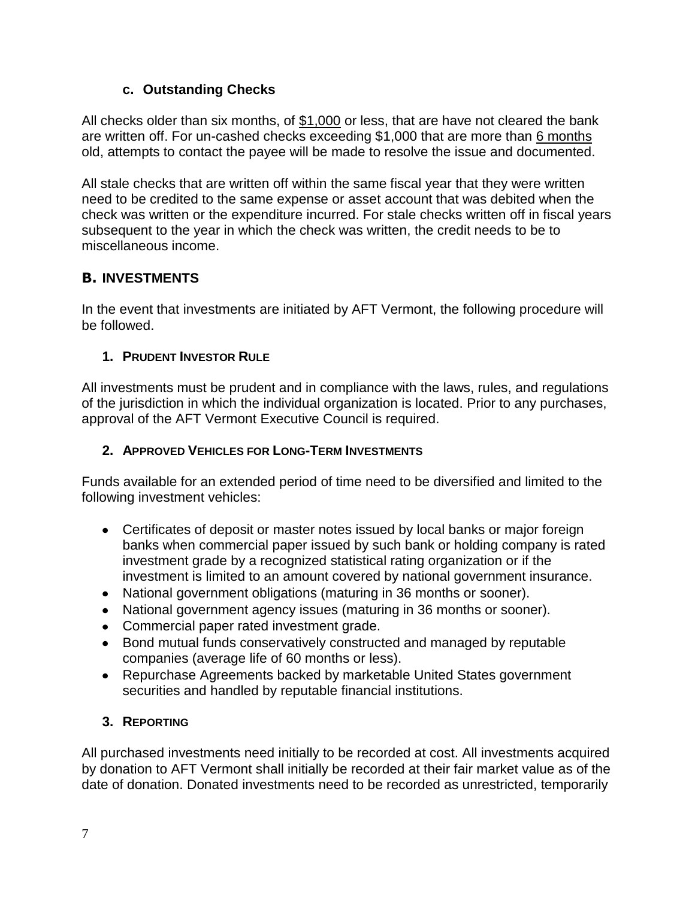### c. Outstanding Checks

All checks older than six months, of $1,000 or less, that are have not cleared the bank are written off. For un-cashed checks exceeding $1,000 that are more than 6 months old, attempts to contact the payee will be made to resolve the issue and documented.

All stale checks that are written off within the same fiscal year that they were written need to be credited to the same expense or asset account that was debited when the check was written or the expenditure incurred. For stale checks written off in fiscal years subsequent to the year in which the check was written, the credit needs to be to miscellaneous income.

## B. INVESTMENTS

In the event that investments are initiated by AFT Vermont, the following procedure will be followed.

### 1. Prudent Investor Rule

All investments must be prudent and in compliance with the laws, rules, and regulations of the jurisdiction in which the individual organization is located. Prior to any purchases, approval of the AFT Vermont Executive Council is required.

### 2. Approved Vehicles for Long-Term Investments

Funds available for an extended period of time need to be diversified and limited to the following investment vehicles:

- Certificates of deposit or master notes issued by local banks or major foreign banks when commercial paper issued by such bank or holding company is rated investment grade by a recognized statistical rating organization or if the investment is limited to an amount covered by national government insurance.
- National government obligations (maturing in 36 months or sooner).
- National government agency issues (maturing in 36 months or sooner).
- Commercial paper rated investment grade.
- Bond mutual funds conservatively constructed and managed by reputable companies (average life of 60 months or less).
- Repurchase Agreements backed by marketable United States government securities and handled by reputable financial institutions.

### 3. Reporting

All purchased investments need initially to be recorded at cost. All investments acquired by donation to AFT Vermont shall initially be recorded at their fair market value as of the date of donation. Donated investments need to be recorded as unrestricted, temporarily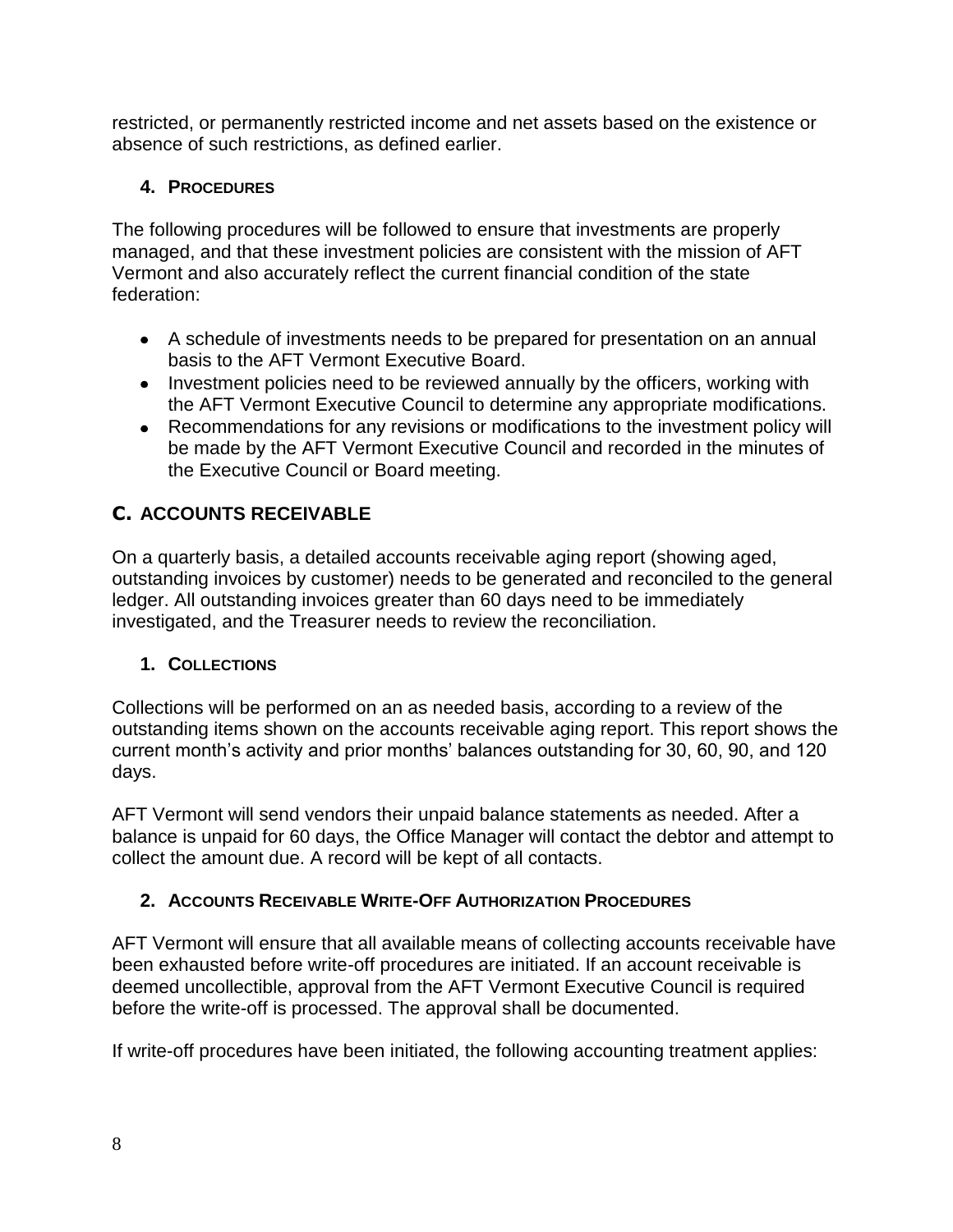restricted, or permanently restricted income and net assets based on the existence or absence of such restrictions, as defined earlier.

### 4. Procedures

The following procedures will be followed to ensure that investments are properly managed, and that these investment policies are consistent with the mission of AFT Vermont and also accurately reflect the current financial condition of the state federation:

- A schedule of investments needs to be prepared for presentation on an annual basis to the AFT Vermont Executive Board.
- Investment policies need to be reviewed annually by the officers, working with the AFT Vermont Executive Council to determine any appropriate modifications.
- Recommendations for any revisions or modifications to the investment policy will be made by the AFT Vermont Executive Council and recorded in the minutes of the Executive Council or Board meeting.

## C. ACCOUNTS RECEIVABLE

On a quarterly basis, a detailed accounts receivable aging report (showing aged, outstanding invoices by customer) needs to be generated and reconciled to the general ledger. All outstanding invoices greater than 60 days need to be immediately investigated, and the Treasurer needs to review the reconciliation.

### 1. Collections

Collections will be performed on an as needed basis, according to a review of the outstanding items shown on the accounts receivable aging report. This report shows the current month's activity and prior months' balances outstanding for 30, 60, 90, and 120 days.

AFT Vermont will send vendors their unpaid balance statements as needed. After a balance is unpaid for 60 days, the Office Manager will contact the debtor and attempt to collect the amount due. A record will be kept of all contacts.

### 2. Accounts Receivable Write-Off Authorization Procedures

AFT Vermont will ensure that all available means of collecting accounts receivable have been exhausted before write-off procedures are initiated. If an account receivable is deemed uncollectible, approval from the AFT Vermont Executive Council is required before the write-off is processed. The approval shall be documented.

If write-off procedures have been initiated, the following accounting treatment applies: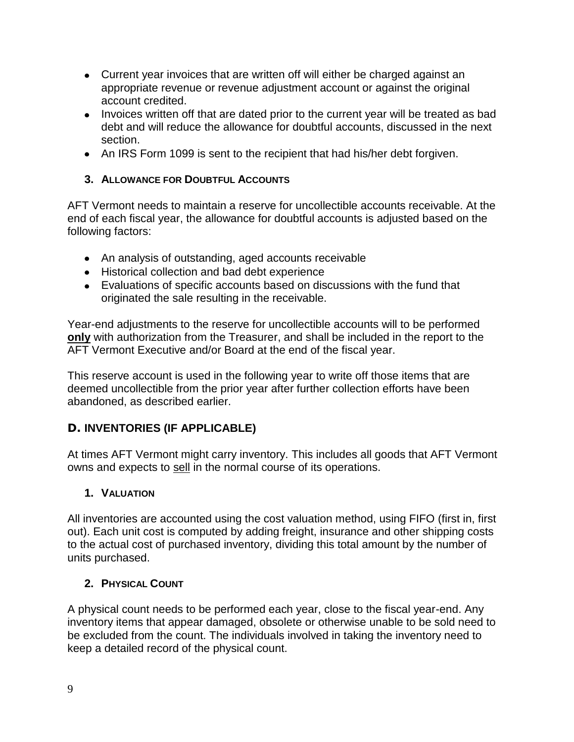- Current year invoices that are written off will either be charged against an appropriate revenue or revenue adjustment account or against the original account credited.
- Invoices written off that are dated prior to the current year will be treated as bad debt and will reduce the allowance for doubtful accounts, discussed in the next section.
- An IRS Form 1099 is sent to the recipient that had his/her debt forgiven.

### 3. ALLOWANCE FOR DOUBTFUL ACCOUNTS

AFT Vermont needs to maintain a reserve for uncollectible accounts receivable. At the end of each fiscal year, the allowance for doubtful accounts is adjusted based on the following factors:

- An analysis of outstanding, aged accounts receivable
- Historical collection and bad debt experience
- Evaluations of specific accounts based on discussions with the fund that originated the sale resulting in the receivable.

Year-end adjustments to the reserve for uncollectible accounts will to be performed **only** with authorization from the Treasurer, and shall be included in the report to the AFT Vermont Executive and/or Board at the end of the fiscal year.

This reserve account is used in the following year to write off those items that are deemed uncollectible from the prior year after further collection efforts have been abandoned, as described earlier.

## D. INVENTORIES (IF APPLICABLE)

At times AFT Vermont might carry inventory. This includes all goods that AFT Vermont owns and expects to sell in the normal course of its operations.

### 1. VALUATION

All inventories are accounted using the cost valuation method, using FIFO (first in, first out). Each unit cost is computed by adding freight, insurance and other shipping costs to the actual cost of purchased inventory, dividing this total amount by the number of units purchased.

### 2. PHYSICAL COUNT

A physical count needs to be performed each year, close to the fiscal year-end. Any inventory items that appear damaged, obsolete or otherwise unable to be sold need to be excluded from the count. The individuals involved in taking the inventory need to keep a detailed record of the physical count.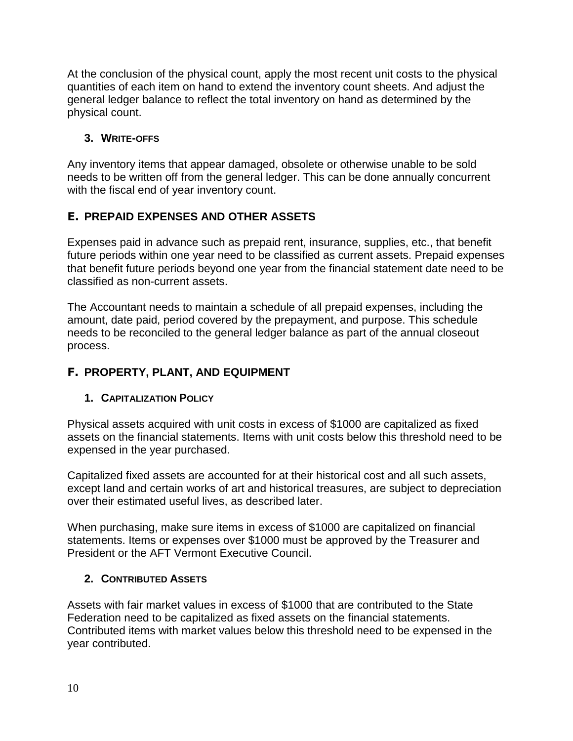At the conclusion of the physical count, apply the most recent unit costs to the physical quantities of each item on hand to extend the inventory count sheets. And adjust the general ledger balance to reflect the total inventory on hand as determined by the physical count.

### 3. WRITE-OFFS

Any inventory items that appear damaged, obsolete or otherwise unable to be sold needs to be written off from the general ledger. This can be done annually concurrent with the fiscal end of year inventory count.

## E. PREPAID EXPENSES AND OTHER ASSETS

Expenses paid in advance such as prepaid rent, insurance, supplies, etc., that benefit future periods within one year need to be classified as current assets. Prepaid expenses that benefit future periods beyond one year from the financial statement date need to be classified as non-current assets.

The Accountant needs to maintain a schedule of all prepaid expenses, including the amount, date paid, period covered by the prepayment, and purpose. This schedule needs to be reconciled to the general ledger balance as part of the annual closeout process.

## F. PROPERTY, PLANT, AND EQUIPMENT

### 1. CAPITALIZATION POLICY

Physical assets acquired with unit costs in excess of $1000 are capitalized as fixed assets on the financial statements. Items with unit costs below this threshold need to be expensed in the year purchased.

Capitalized fixed assets are accounted for at their historical cost and all such assets, except land and certain works of art and historical treasures, are subject to depreciation over their estimated useful lives, as described later.

When purchasing, make sure items in excess of $1000 are capitalized on financial statements. Items or expenses over $1000 must be approved by the Treasurer and President or the AFT Vermont Executive Council.

### 2. CONTRIBUTED ASSETS

Assets with fair market values in excess of $1000 that are contributed to the State Federation need to be capitalized as fixed assets on the financial statements. Contributed items with market values below this threshold need to be expensed in the year contributed.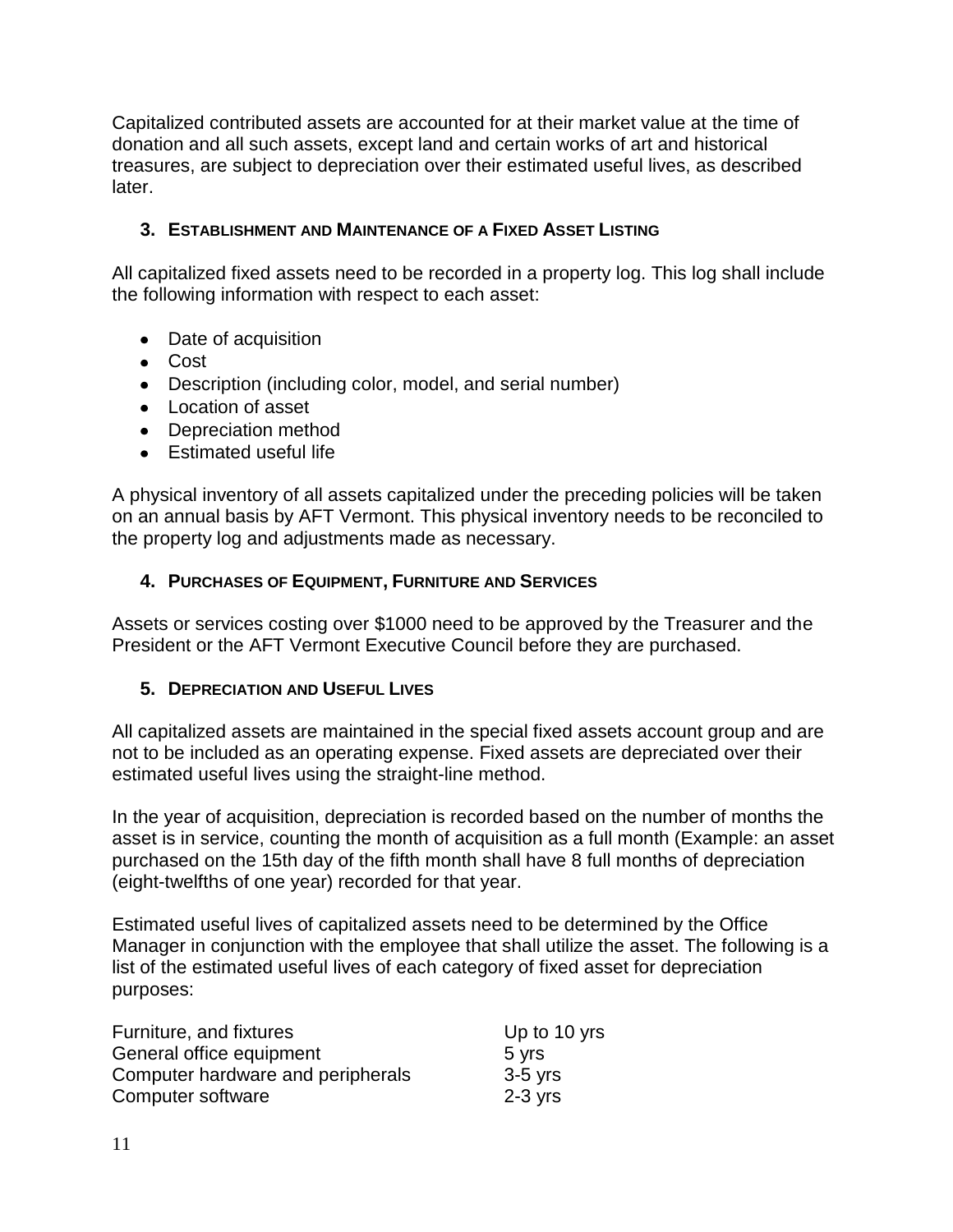Capitalized contributed assets are accounted for at their market value at the time of donation and all such assets, except land and certain works of art and historical treasures, are subject to depreciation over their estimated useful lives, as described later.

### 3. Establishment and Maintenance of a Fixed Asset Listing

All capitalized fixed assets need to be recorded in a property log. This log shall include the following information with respect to each asset:

- Date of acquisition
- Cost
- Description (including color, model, and serial number)
- Location of asset
- Depreciation method
- Estimated useful life

A physical inventory of all assets capitalized under the preceding policies will be taken on an annual basis by AFT Vermont. This physical inventory needs to be reconciled to the property log and adjustments made as necessary.

### 4. Purchases of Equipment, Furniture and Services

Assets or services costing over $1000 need to be approved by the Treasurer and the President or the AFT Vermont Executive Council before they are purchased.

### 5. Depreciation and Useful Lives

All capitalized assets are maintained in the special fixed assets account group and are not to be included as an operating expense. Fixed assets are depreciated over their estimated useful lives using the straight-line method.

In the year of acquisition, depreciation is recorded based on the number of months the asset is in service, counting the month of acquisition as a full month (Example: an asset purchased on the 15th day of the fifth month shall have 8 full months of depreciation (eight-twelfths of one year) recorded for that year.

Estimated useful lives of capitalized assets need to be determined by the Office Manager in conjunction with the employee that shall utilize the asset. The following is a list of the estimated useful lives of each category of fixed asset for depreciation purposes:

| | |
|---|---|
| Furniture, and fixtures | Up to 10 yrs |
| General office equipment | 5 yrs |
| Computer hardware and peripherals | 3-5 yrs |
| Computer software | 2-3 yrs |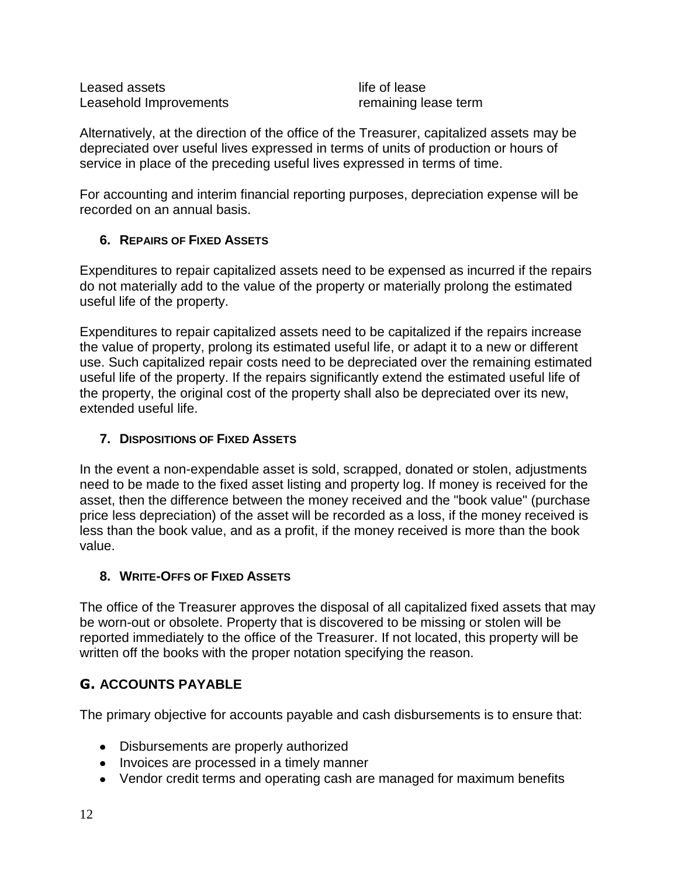| | |
|---|---|
| Leased assets | life of lease |
| Leasehold Improvements | remaining lease term |

Alternatively, at the direction of the office of the Treasurer, capitalized assets may be depreciated over useful lives expressed in terms of units of production or hours of service in place of the preceding useful lives expressed in terms of time.

For accounting and interim financial reporting purposes, depreciation expense will be recorded on an annual basis.

### 6. REPAIRS OF FIXED ASSETS

Expenditures to repair capitalized assets need to be expensed as incurred if the repairs do not materially add to the value of the property or materially prolong the estimated useful life of the property.

Expenditures to repair capitalized assets need to be capitalized if the repairs increase the value of property, prolong its estimated useful life, or adapt it to a new or different use. Such capitalized repair costs need to be depreciated over the remaining estimated useful life of the property. If the repairs significantly extend the estimated useful life of the property, the original cost of the property shall also be depreciated over its new, extended useful life.

### 7. DISPOSITIONS OF FIXED ASSETS

In the event a non-expendable asset is sold, scrapped, donated or stolen, adjustments need to be made to the fixed asset listing and property log. If money is received for the asset, then the difference between the money received and the "book value" (purchase price less depreciation) of the asset will be recorded as a loss, if the money received is less than the book value, and as a profit, if the money received is more than the book value.

### 8. WRITE-OFFS OF FIXED ASSETS

The office of the Treasurer approves the disposal of all capitalized fixed assets that may be worn-out or obsolete. Property that is discovered to be missing or stolen will be reported immediately to the office of the Treasurer. If not located, this property will be written off the books with the proper notation specifying the reason.

## G. ACCOUNTS PAYABLE

The primary objective for accounts payable and cash disbursements is to ensure that:

- Disbursements are properly authorized
- Invoices are processed in a timely manner
- Vendor credit terms and operating cash are managed for maximum benefits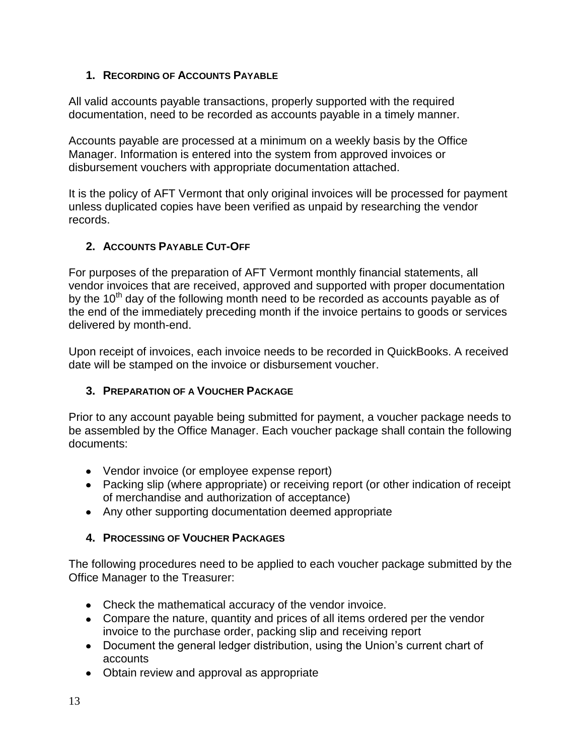### 1. Recording of Accounts Payable

All valid accounts payable transactions, properly supported with the required documentation, need to be recorded as accounts payable in a timely manner.

Accounts payable are processed at a minimum on a weekly basis by the Office Manager. Information is entered into the system from approved invoices or disbursement vouchers with appropriate documentation attached.

It is the policy of AFT Vermont that only original invoices will be processed for payment unless duplicated copies have been verified as unpaid by researching the vendor records.

### 2. Accounts Payable Cut-Off

For purposes of the preparation of AFT Vermont monthly financial statements, all vendor invoices that are received, approved and supported with proper documentation by the 10th day of the following month need to be recorded as accounts payable as of the end of the immediately preceding month if the invoice pertains to goods or services delivered by month-end.

Upon receipt of invoices, each invoice needs to be recorded in QuickBooks. A received date will be stamped on the invoice or disbursement voucher.

### 3. Preparation of a Voucher Package

Prior to any account payable being submitted for payment, a voucher package needs to be assembled by the Office Manager. Each voucher package shall contain the following documents:

- Vendor invoice (or employee expense report)
- Packing slip (where appropriate) or receiving report (or other indication of receipt of merchandise and authorization of acceptance)
- Any other supporting documentation deemed appropriate

### 4. Processing of Voucher Packages

The following procedures need to be applied to each voucher package submitted by the Office Manager to the Treasurer:

- Check the mathematical accuracy of the vendor invoice.
- Compare the nature, quantity and prices of all items ordered per the vendor invoice to the purchase order, packing slip and receiving report
- Document the general ledger distribution, using the Union's current chart of accounts
- Obtain review and approval as appropriate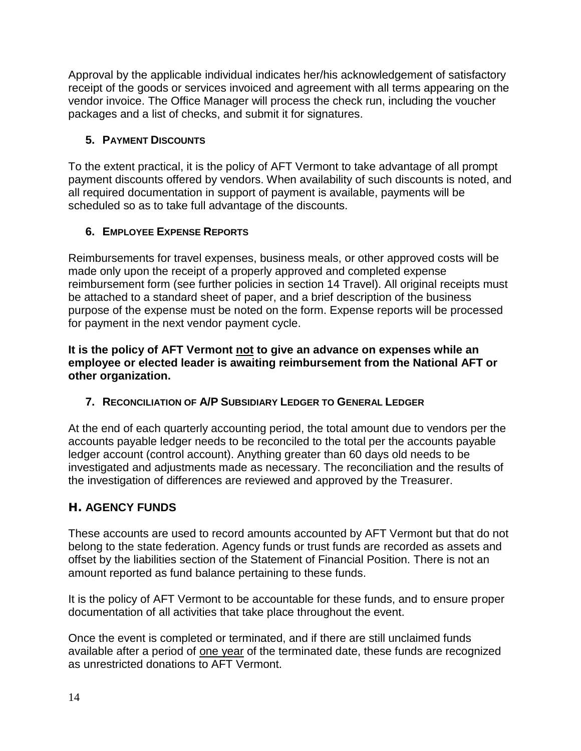Approval by the applicable individual indicates her/his acknowledgement of satisfactory receipt of the goods or services invoiced and agreement with all terms appearing on the vendor invoice. The Office Manager will process the check run, including the voucher packages and a list of checks, and submit it for signatures.

### 5. Payment Discounts

To the extent practical, it is the policy of AFT Vermont to take advantage of all prompt payment discounts offered by vendors. When availability of such discounts is noted, and all required documentation in support of payment is available, payments will be scheduled so as to take full advantage of the discounts.

### 6. Employee Expense Reports

Reimbursements for travel expenses, business meals, or other approved costs will be made only upon the receipt of a properly approved and completed expense reimbursement form (see further policies in section 14 Travel). All original receipts must be attached to a standard sheet of paper, and a brief description of the business purpose of the expense must be noted on the form. Expense reports will be processed for payment in the next vendor payment cycle.

**It is the policy of AFT Vermont not to give an advance on expenses while an employee or elected leader is awaiting reimbursement from the National AFT or other organization.**

### 7. Reconciliation of A/P Subsidiary Ledger to General Ledger

At the end of each quarterly accounting period, the total amount due to vendors per the accounts payable ledger needs to be reconciled to the total per the accounts payable ledger account (control account). Anything greater than 60 days old needs to be investigated and adjustments made as necessary. The reconciliation and the results of the investigation of differences are reviewed and approved by the Treasurer.

## H. AGENCY FUNDS

These accounts are used to record amounts accounted by AFT Vermont but that do not belong to the state federation. Agency funds or trust funds are recorded as assets and offset by the liabilities section of the Statement of Financial Position. There is not an amount reported as fund balance pertaining to these funds.

It is the policy of AFT Vermont to be accountable for these funds, and to ensure proper documentation of all activities that take place throughout the event.

Once the event is completed or terminated, and if there are still unclaimed funds available after a period of one year of the terminated date, these funds are recognized as unrestricted donations to AFT Vermont.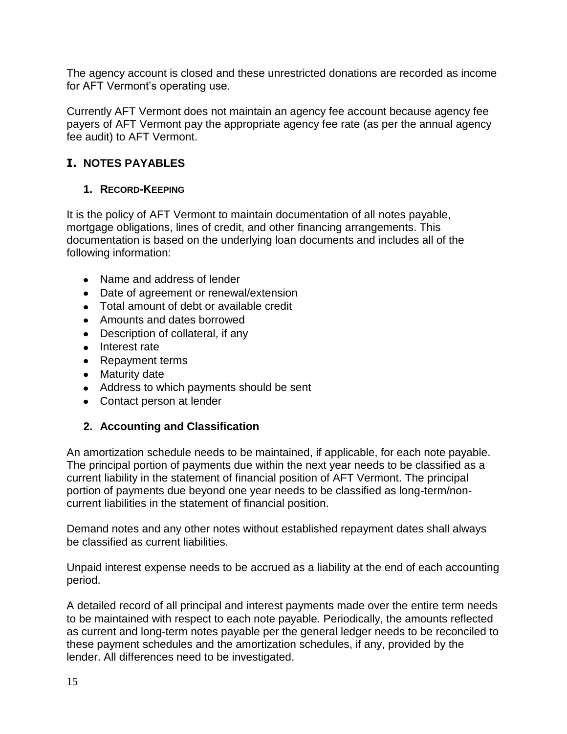The agency account is closed and these unrestricted donations are recorded as income for AFT Vermont's operating use.

Currently AFT Vermont does not maintain an agency fee account because agency fee payers of AFT Vermont pay the appropriate agency fee rate (as per the annual agency fee audit) to AFT Vermont.

## I. NOTES PAYABLES

### 1. RECORD-KEEPING

It is the policy of AFT Vermont to maintain documentation of all notes payable, mortgage obligations, lines of credit, and other financing arrangements. This documentation is based on the underlying loan documents and includes all of the following information:

- Name and address of lender
- Date of agreement or renewal/extension
- Total amount of debt or available credit
- Amounts and dates borrowed
- Description of collateral, if any
- Interest rate
- Repayment terms
- Maturity date
- Address to which payments should be sent
- Contact person at lender

### 2. Accounting and Classification

An amortization schedule needs to be maintained, if applicable, for each note payable. The principal portion of payments due within the next year needs to be classified as a current liability in the statement of financial position of AFT Vermont. The principal portion of payments due beyond one year needs to be classified as long-term/non-current liabilities in the statement of financial position.

Demand notes and any other notes without established repayment dates shall always be classified as current liabilities.

Unpaid interest expense needs to be accrued as a liability at the end of each accounting period.

A detailed record of all principal and interest payments made over the entire term needs to be maintained with respect to each note payable. Periodically, the amounts reflected as current and long-term notes payable per the general ledger needs to be reconciled to these payment schedules and the amortization schedules, if any, provided by the lender. All differences need to be investigated.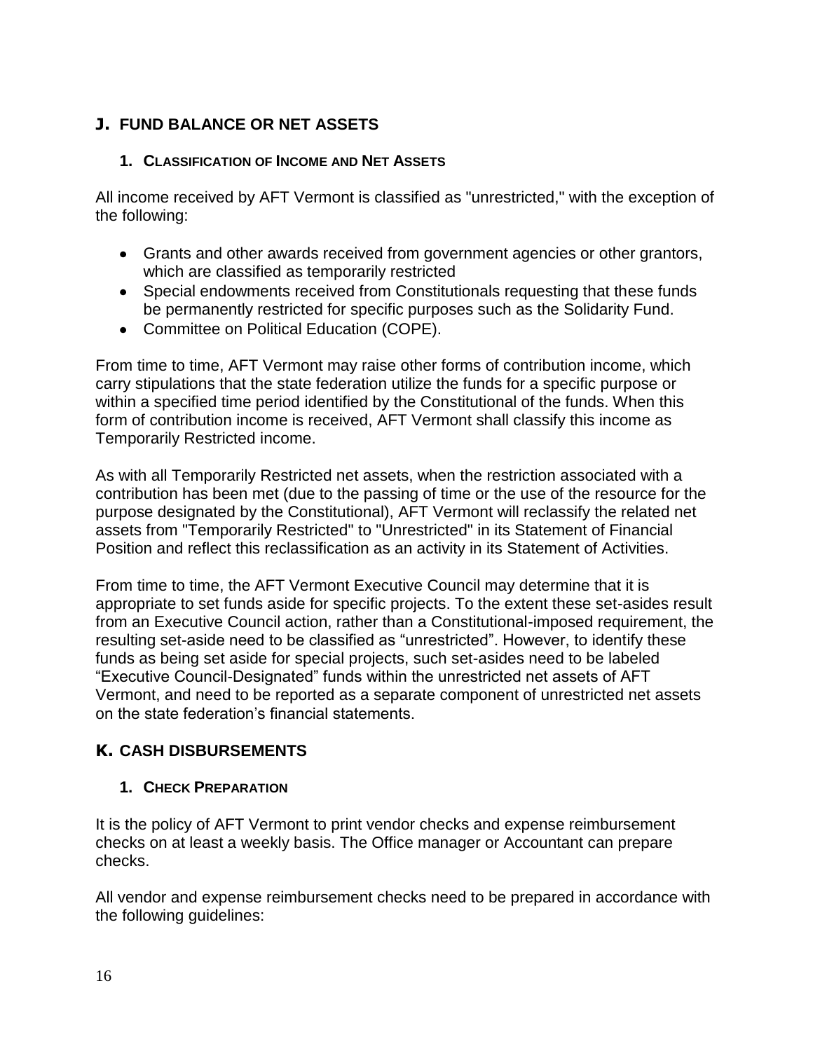## J. FUND BALANCE OR NET ASSETS

### 1. CLASSIFICATION OF INCOME AND NET ASSETS

All income received by AFT Vermont is classified as "unrestricted," with the exception of the following:

- Grants and other awards received from government agencies or other grantors, which are classified as temporarily restricted
- Special endowments received from Constitutionals requesting that these funds be permanently restricted for specific purposes such as the Solidarity Fund.
- Committee on Political Education (COPE).

From time to time, AFT Vermont may raise other forms of contribution income, which carry stipulations that the state federation utilize the funds for a specific purpose or within a specified time period identified by the Constitutional of the funds. When this form of contribution income is received, AFT Vermont shall classify this income as Temporarily Restricted income.

As with all Temporarily Restricted net assets, when the restriction associated with a contribution has been met (due to the passing of time or the use of the resource for the purpose designated by the Constitutional), AFT Vermont will reclassify the related net assets from "Temporarily Restricted" to "Unrestricted" in its Statement of Financial Position and reflect this reclassification as an activity in its Statement of Activities.

From time to time, the AFT Vermont Executive Council may determine that it is appropriate to set funds aside for specific projects. To the extent these set-asides result from an Executive Council action, rather than a Constitutional-imposed requirement, the resulting set-aside need to be classified as "unrestricted". However, to identify these funds as being set aside for special projects, such set-asides need to be labeled "Executive Council-Designated" funds within the unrestricted net assets of AFT Vermont, and need to be reported as a separate component of unrestricted net assets on the state federation's financial statements.

## K. CASH DISBURSEMENTS

### 1. CHECK PREPARATION

It is the policy of AFT Vermont to print vendor checks and expense reimbursement checks on at least a weekly basis. The Office manager or Accountant can prepare checks.

All vendor and expense reimbursement checks need to be prepared in accordance with the following guidelines: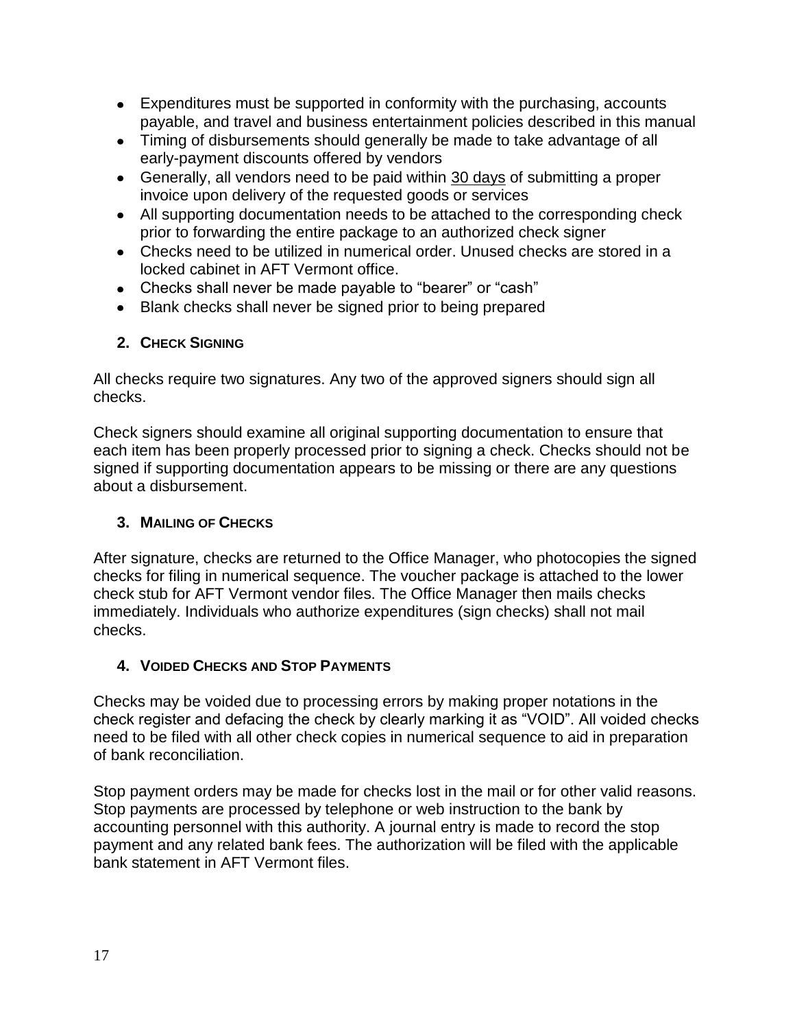- Expenditures must be supported in conformity with the purchasing, accounts payable, and travel and business entertainment policies described in this manual
- Timing of disbursements should generally be made to take advantage of all early-payment discounts offered by vendors
- Generally, all vendors need to be paid within 30 days of submitting a proper invoice upon delivery of the requested goods or services
- All supporting documentation needs to be attached to the corresponding check prior to forwarding the entire package to an authorized check signer
- Checks need to be utilized in numerical order. Unused checks are stored in a locked cabinet in AFT Vermont office.
- Checks shall never be made payable to "bearer" or "cash"
- Blank checks shall never be signed prior to being prepared

### 2. Check Signing

All checks require two signatures. Any two of the approved signers should sign all checks.

Check signers should examine all original supporting documentation to ensure that each item has been properly processed prior to signing a check. Checks should not be signed if supporting documentation appears to be missing or there are any questions about a disbursement.

### 3. Mailing of Checks

After signature, checks are returned to the Office Manager, who photocopies the signed checks for filing in numerical sequence. The voucher package is attached to the lower check stub for AFT Vermont vendor files. The Office Manager then mails checks immediately. Individuals who authorize expenditures (sign checks) shall not mail checks.

### 4. Voided Checks and Stop Payments

Checks may be voided due to processing errors by making proper notations in the check register and defacing the check by clearly marking it as "VOID". All voided checks need to be filed with all other check copies in numerical sequence to aid in preparation of bank reconciliation.

Stop payment orders may be made for checks lost in the mail or for other valid reasons. Stop payments are processed by telephone or web instruction to the bank by accounting personnel with this authority. A journal entry is made to record the stop payment and any related bank fees. The authorization will be filed with the applicable bank statement in AFT Vermont files.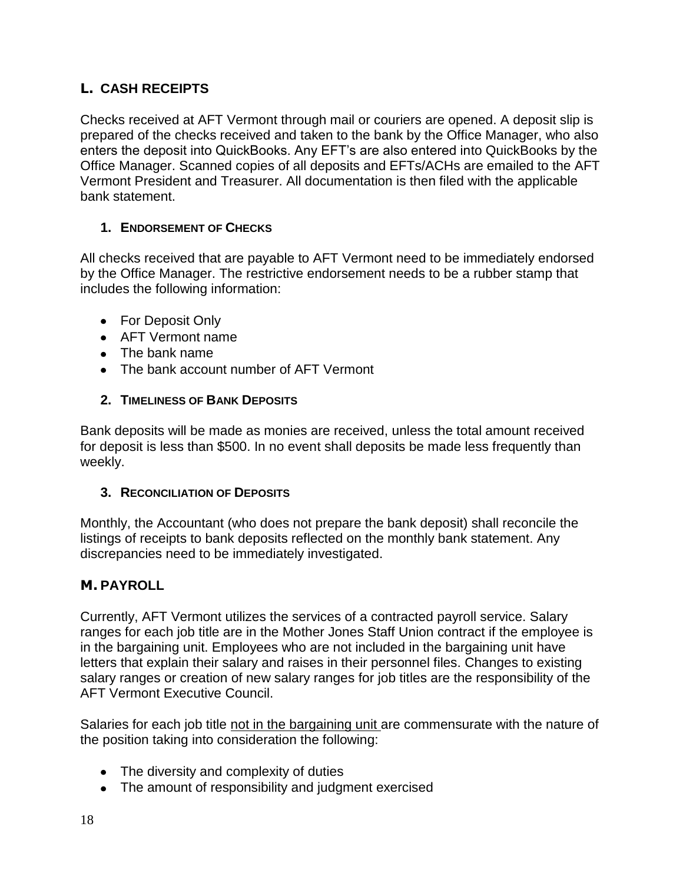## L. CASH RECEIPTS

Checks received at AFT Vermont through mail or couriers are opened. A deposit slip is prepared of the checks received and taken to the bank by the Office Manager, who also enters the deposit into QuickBooks. Any EFT's are also entered into QuickBooks by the Office Manager. Scanned copies of all deposits and EFTs/ACHs are emailed to the AFT Vermont President and Treasurer. All documentation is then filed with the applicable bank statement.

### 1. ENDORSEMENT OF CHECKS

All checks received that are payable to AFT Vermont need to be immediately endorsed by the Office Manager. The restrictive endorsement needs to be a rubber stamp that includes the following information:

- For Deposit Only
- AFT Vermont name
- The bank name
- The bank account number of AFT Vermont

### 2. TIMELINESS OF BANK DEPOSITS

Bank deposits will be made as monies are received, unless the total amount received for deposit is less than $500. In no event shall deposits be made less frequently than weekly.

### 3. RECONCILIATION OF DEPOSITS

Monthly, the Accountant (who does not prepare the bank deposit) shall reconcile the listings of receipts to bank deposits reflected on the monthly bank statement. Any discrepancies need to be immediately investigated.

## M. PAYROLL

Currently, AFT Vermont utilizes the services of a contracted payroll service. Salary ranges for each job title are in the Mother Jones Staff Union contract if the employee is in the bargaining unit. Employees who are not included in the bargaining unit have letters that explain their salary and raises in their personnel files. Changes to existing salary ranges or creation of new salary ranges for job titles are the responsibility of the AFT Vermont Executive Council.

Salaries for each job title <u>not in the bargaining unit</u> are commensurate with the nature of the position taking into consideration the following:

- The diversity and complexity of duties
- The amount of responsibility and judgment exercised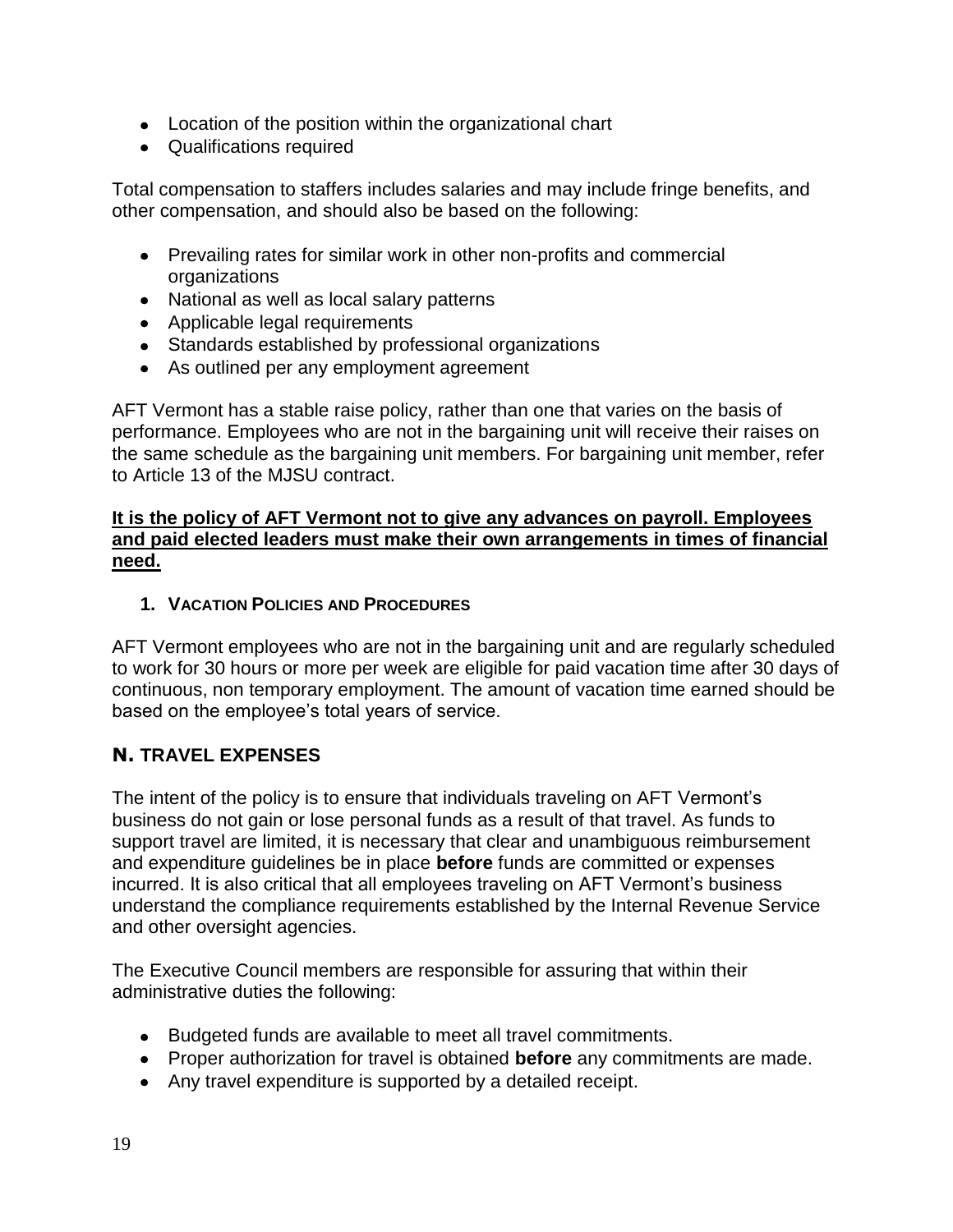- Location of the position within the organizational chart
- Qualifications required

Total compensation to staffers includes salaries and may include fringe benefits, and other compensation, and should also be based on the following:

- Prevailing rates for similar work in other non-profits and commercial organizations
- National as well as local salary patterns
- Applicable legal requirements
- Standards established by professional organizations
- As outlined per any employment agreement

AFT Vermont has a stable raise policy, rather than one that varies on the basis of performance. Employees who are not in the bargaining unit will receive their raises on the same schedule as the bargaining unit members. For bargaining unit member, refer to Article 13 of the MJSU contract.

**<u>It is the policy of AFT Vermont not to give any advances on payroll. Employees and paid elected leaders must make their own arrangements in times of financial need.</u>**

### 1. Vacation Policies and Procedures

AFT Vermont employees who are not in the bargaining unit and are regularly scheduled to work for 30 hours or more per week are eligible for paid vacation time after 30 days of continuous, non temporary employment. The amount of vacation time earned should be based on the employee's total years of service.

## N. TRAVEL EXPENSES

The intent of the policy is to ensure that individuals traveling on AFT Vermont's business do not gain or lose personal funds as a result of that travel. As funds to support travel are limited, it is necessary that clear and unambiguous reimbursement and expenditure guidelines be in place **before** funds are committed or expenses incurred. It is also critical that all employees traveling on AFT Vermont's business understand the compliance requirements established by the Internal Revenue Service and other oversight agencies.

The Executive Council members are responsible for assuring that within their administrative duties the following:

- Budgeted funds are available to meet all travel commitments.
- Proper authorization for travel is obtained **before** any commitments are made.
- Any travel expenditure is supported by a detailed receipt.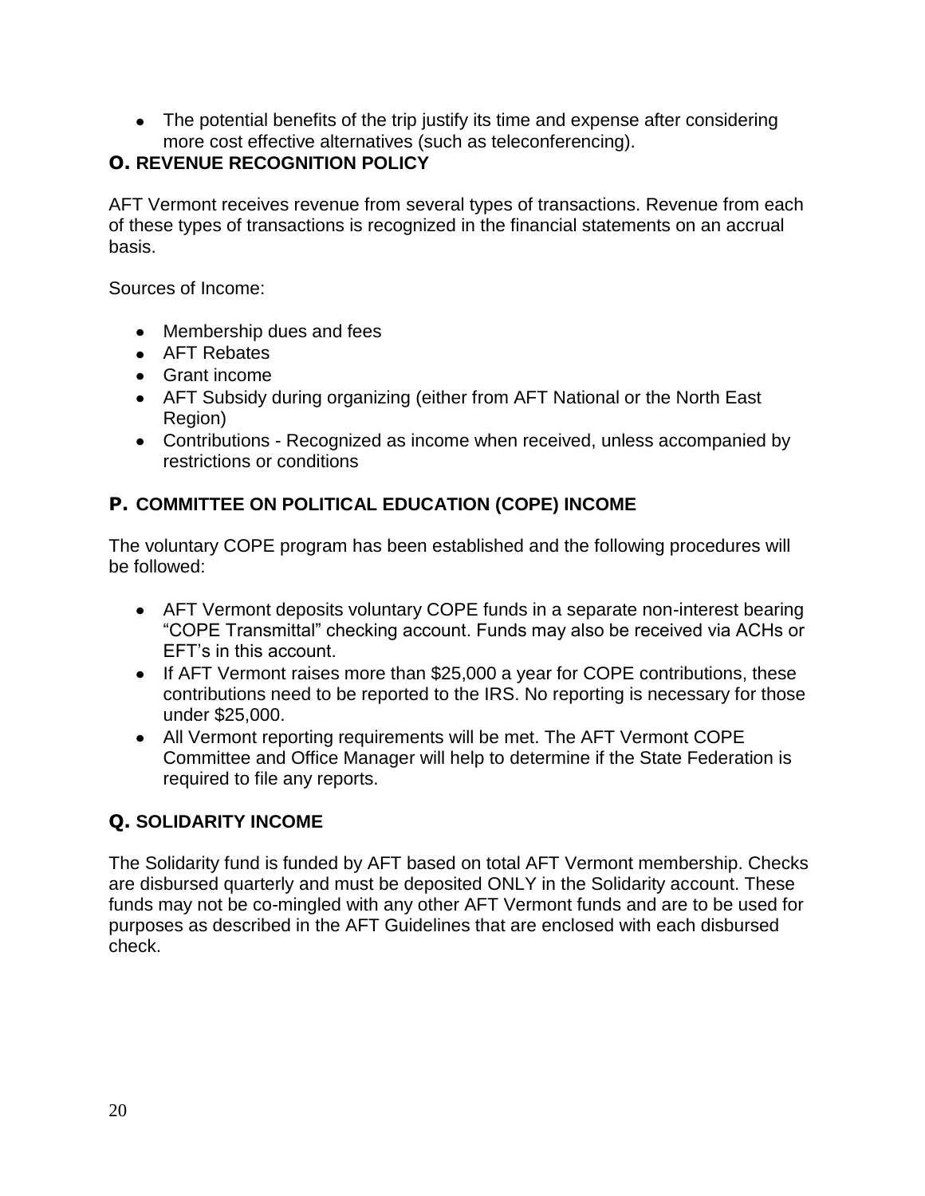- The potential benefits of the trip justify its time and expense after considering more cost effective alternatives (such as teleconferencing).

### O. REVENUE RECOGNITION POLICY

AFT Vermont receives revenue from several types of transactions. Revenue from each of these types of transactions is recognized in the financial statements on an accrual basis.

Sources of Income:

- Membership dues and fees
- AFT Rebates
- Grant income
- AFT Subsidy during organizing (either from AFT National or the North East Region)
- Contributions - Recognized as income when received, unless accompanied by restrictions or conditions

### P. COMMITTEE ON POLITICAL EDUCATION (COPE) INCOME

The voluntary COPE program has been established and the following procedures will be followed:

- AFT Vermont deposits voluntary COPE funds in a separate non-interest bearing "COPE Transmittal" checking account. Funds may also be received via ACHs or EFT's in this account.
- If AFT Vermont raises more than $25,000 a year for COPE contributions, these contributions need to be reported to the IRS. No reporting is necessary for those under $25,000.
- All Vermont reporting requirements will be met. The AFT Vermont COPE Committee and Office Manager will help to determine if the State Federation is required to file any reports.

### Q. SOLIDARITY INCOME

The Solidarity fund is funded by AFT based on total AFT Vermont membership. Checks are disbursed quarterly and must be deposited ONLY in the Solidarity account. These funds may not be co-mingled with any other AFT Vermont funds and are to be used for purposes as described in the AFT Guidelines that are enclosed with each disbursed check.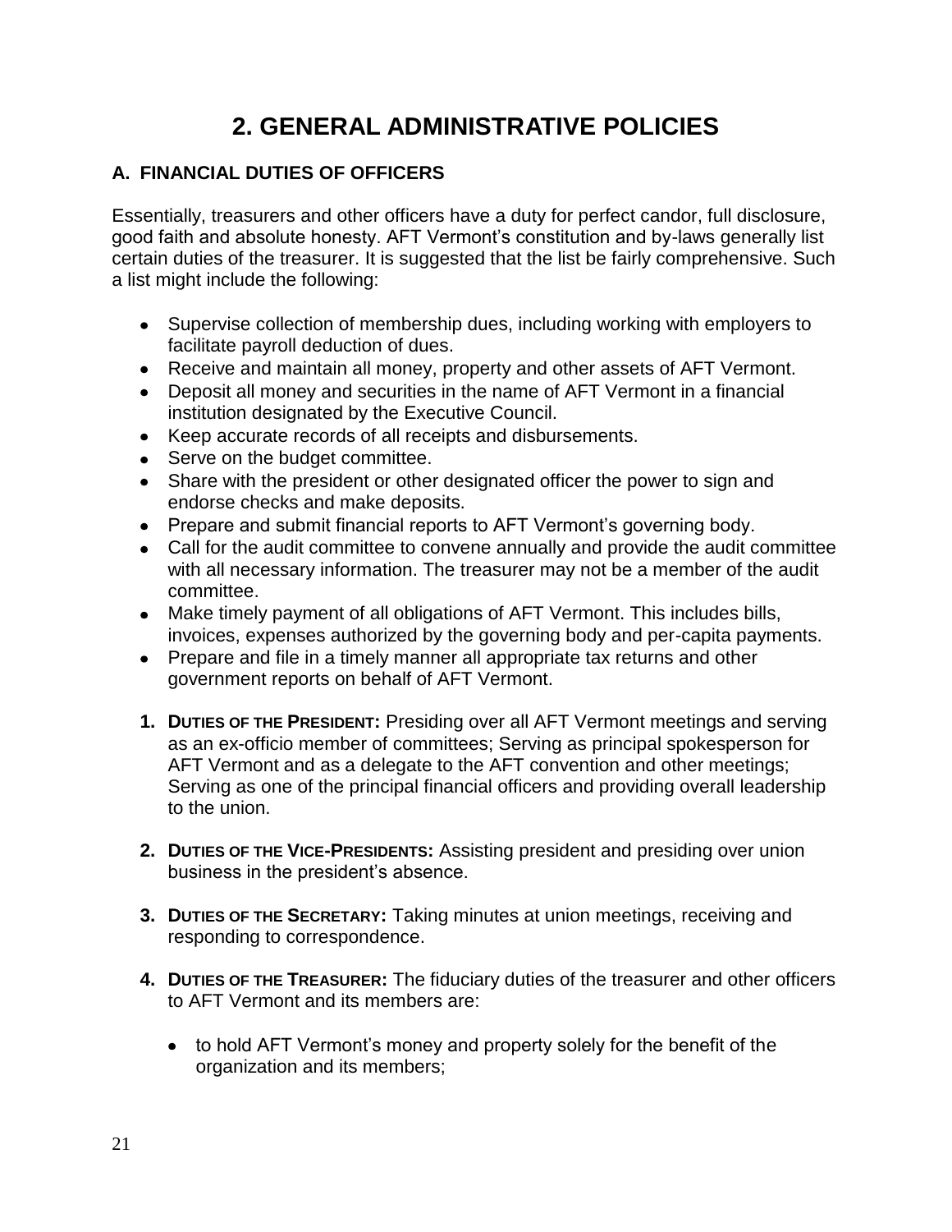# 2. GENERAL ADMINISTRATIVE POLICIES

## A. FINANCIAL DUTIES OF OFFICERS

Essentially, treasurers and other officers have a duty for perfect candor, full disclosure, good faith and absolute honesty. AFT Vermont's constitution and by-laws generally list certain duties of the treasurer. It is suggested that the list be fairly comprehensive. Such a list might include the following:

- Supervise collection of membership dues, including working with employers to facilitate payroll deduction of dues.
- Receive and maintain all money, property and other assets of AFT Vermont.
- Deposit all money and securities in the name of AFT Vermont in a financial institution designated by the Executive Council.
- Keep accurate records of all receipts and disbursements.
- Serve on the budget committee.
- Share with the president or other designated officer the power to sign and endorse checks and make deposits.
- Prepare and submit financial reports to AFT Vermont's governing body.
- Call for the audit committee to convene annually and provide the audit committee with all necessary information. The treasurer may not be a member of the audit committee.
- Make timely payment of all obligations of AFT Vermont. This includes bills, invoices, expenses authorized by the governing body and per-capita payments.
- Prepare and file in a timely manner all appropriate tax returns and other government reports on behalf of AFT Vermont.

1. **DUTIES OF THE PRESIDENT:** Presiding over all AFT Vermont meetings and serving as an ex-officio member of committees; Serving as principal spokesperson for AFT Vermont and as a delegate to the AFT convention and other meetings; Serving as one of the principal financial officers and providing overall leadership to the union.

2. **DUTIES OF THE VICE-PRESIDENTS:** Assisting president and presiding over union business in the president's absence.

3. **DUTIES OF THE SECRETARY:** Taking minutes at union meetings, receiving and responding to correspondence.

4. **DUTIES OF THE TREASURER:** The fiduciary duties of the treasurer and other officers to AFT Vermont and its members are:

   - to hold AFT Vermont's money and property solely for the benefit of the organization and its members;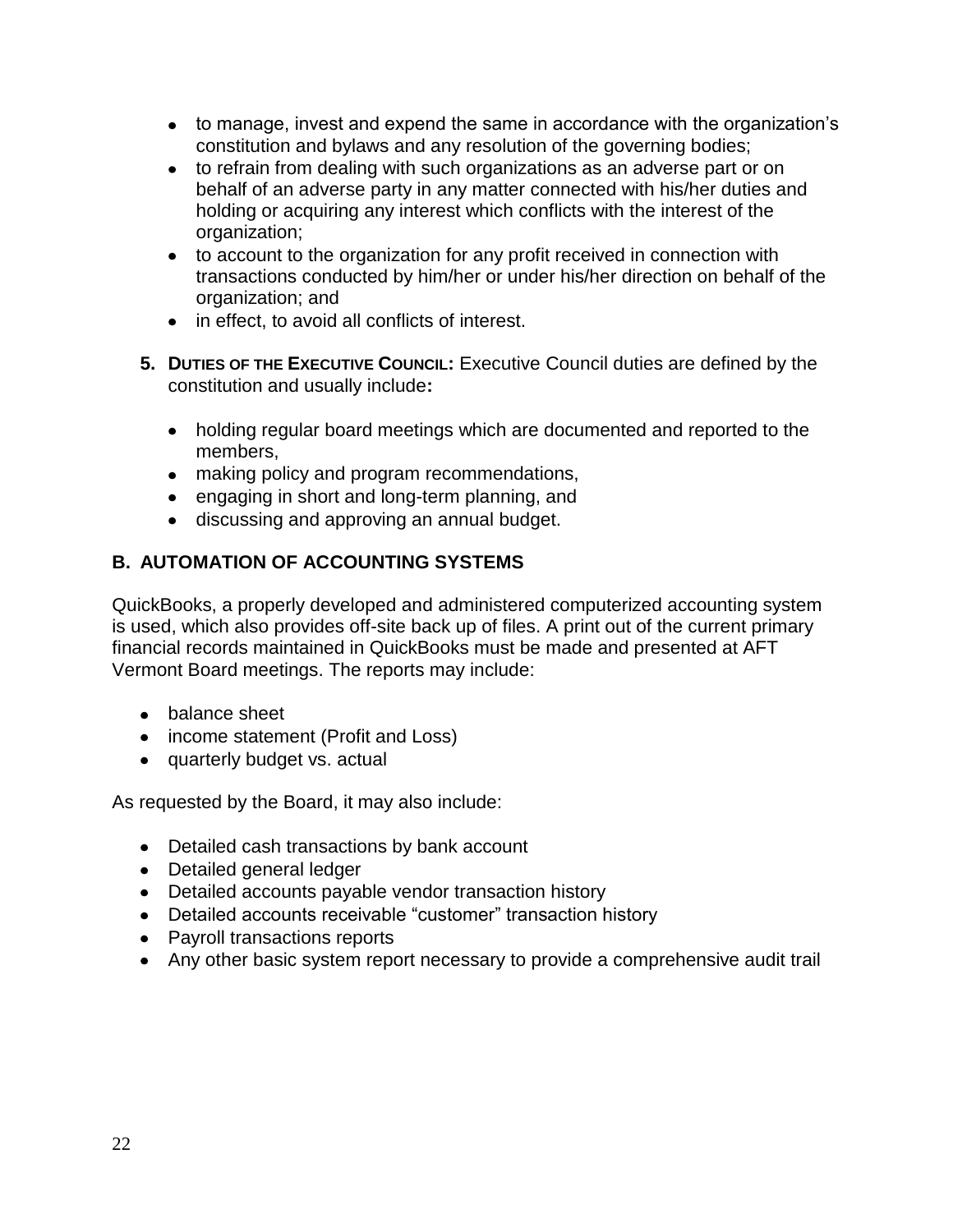- to manage, invest and expend the same in accordance with the organization's constitution and bylaws and any resolution of the governing bodies;
- to refrain from dealing with such organizations as an adverse part or on behalf of an adverse party in any matter connected with his/her duties and holding or acquiring any interest which conflicts with the interest of the organization;
- to account to the organization for any profit received in connection with transactions conducted by him/her or under his/her direction on behalf of the organization; and
- in effect, to avoid all conflicts of interest.

5. **DUTIES OF THE EXECUTIVE COUNCIL:** Executive Council duties are defined by the constitution and usually include**:**

   - holding regular board meetings which are documented and reported to the members,
   - making policy and program recommendations,
   - engaging in short and long-term planning, and
   - discussing and approving an annual budget.

## B. AUTOMATION OF ACCOUNTING SYSTEMS

QuickBooks, a properly developed and administered computerized accounting system is used, which also provides off-site back up of files. A print out of the current primary financial records maintained in QuickBooks must be made and presented at AFT Vermont Board meetings. The reports may include:

- balance sheet
- income statement (Profit and Loss)
- quarterly budget vs. actual

As requested by the Board, it may also include:

- Detailed cash transactions by bank account
- Detailed general ledger
- Detailed accounts payable vendor transaction history
- Detailed accounts receivable "customer" transaction history
- Payroll transactions reports
- Any other basic system report necessary to provide a comprehensive audit trail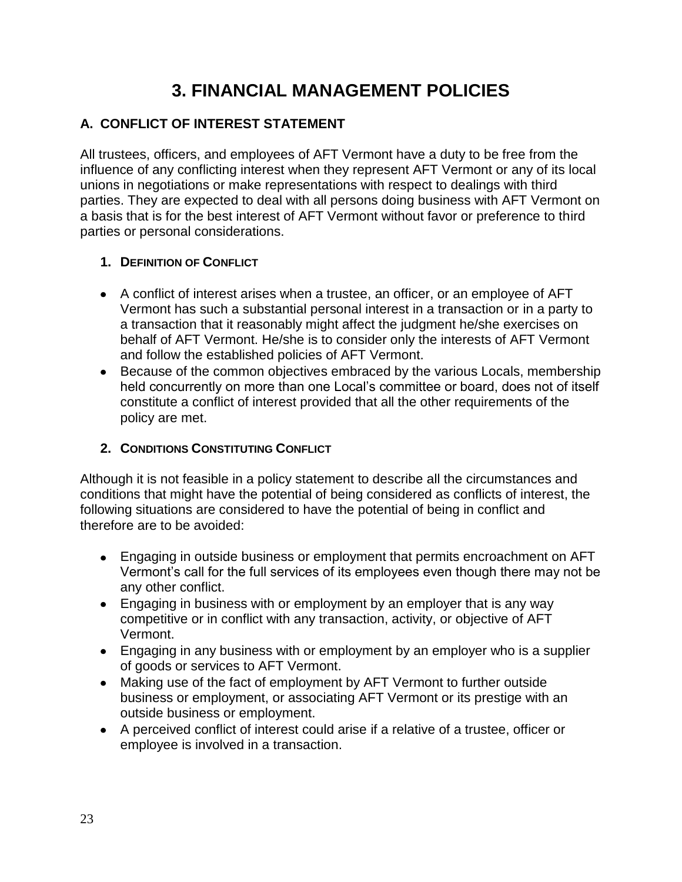# 3. FINANCIAL MANAGEMENT POLICIES

## A. CONFLICT OF INTEREST STATEMENT

All trustees, officers, and employees of AFT Vermont have a duty to be free from the influence of any conflicting interest when they represent AFT Vermont or any of its local unions in negotiations or make representations with respect to dealings with third parties. They are expected to deal with all persons doing business with AFT Vermont on a basis that is for the best interest of AFT Vermont without favor or preference to third parties or personal considerations.

### 1. Definition of Conflict

- A conflict of interest arises when a trustee, an officer, or an employee of AFT Vermont has such a substantial personal interest in a transaction or in a party to a transaction that it reasonably might affect the judgment he/she exercises on behalf of AFT Vermont. He/she is to consider only the interests of AFT Vermont and follow the established policies of AFT Vermont.
- Because of the common objectives embraced by the various Locals, membership held concurrently on more than one Local's committee or board, does not of itself constitute a conflict of interest provided that all the other requirements of the policy are met.

### 2. Conditions Constituting Conflict

Although it is not feasible in a policy statement to describe all the circumstances and conditions that might have the potential of being considered as conflicts of interest, the following situations are considered to have the potential of being in conflict and therefore are to be avoided:

- Engaging in outside business or employment that permits encroachment on AFT Vermont's call for the full services of its employees even though there may not be any other conflict.
- Engaging in business with or employment by an employer that is any way competitive or in conflict with any transaction, activity, or objective of AFT Vermont.
- Engaging in any business with or employment by an employer who is a supplier of goods or services to AFT Vermont.
- Making use of the fact of employment by AFT Vermont to further outside business or employment, or associating AFT Vermont or its prestige with an outside business or employment.
- A perceived conflict of interest could arise if a relative of a trustee, officer or employee is involved in a transaction.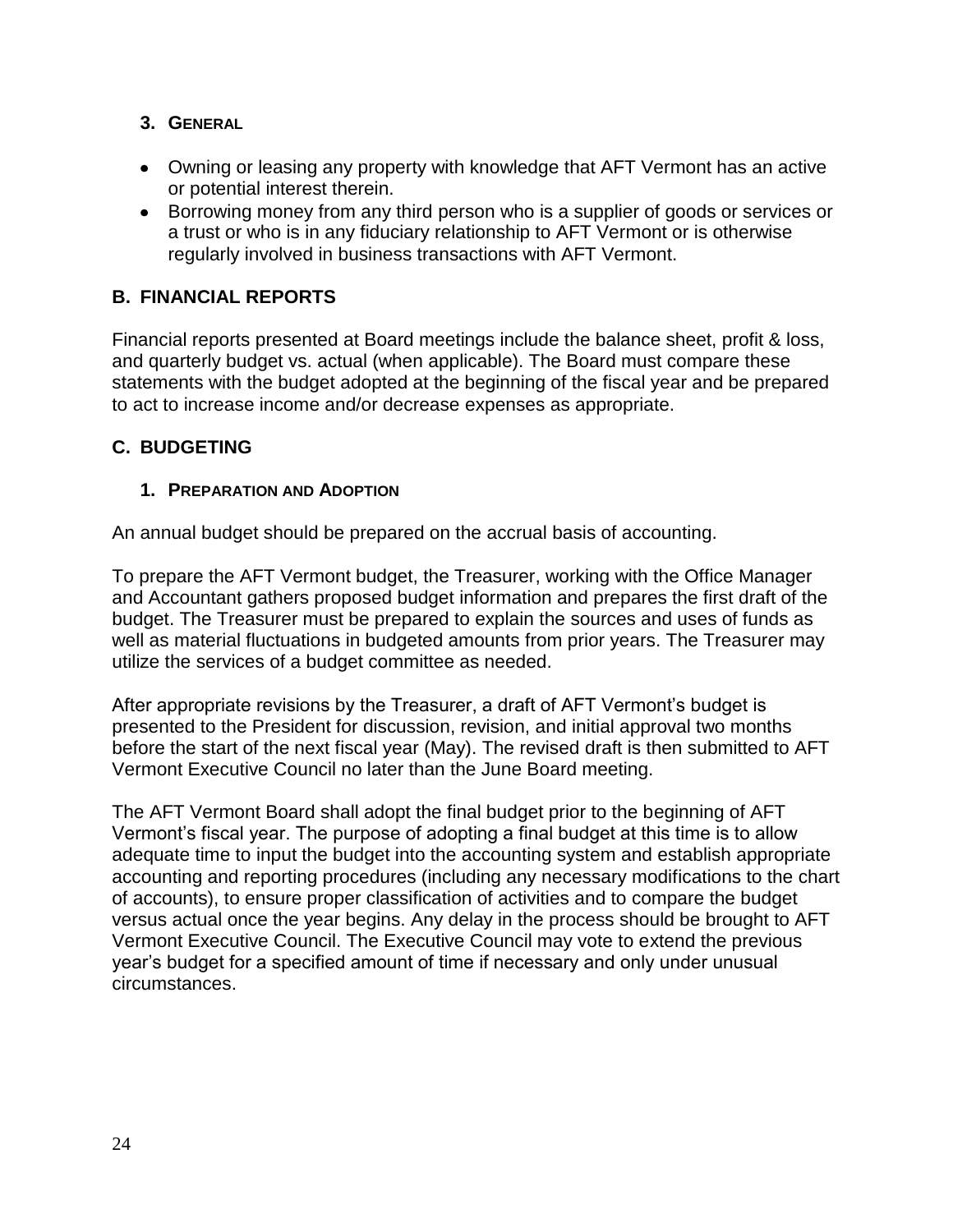### 3. General

- Owning or leasing any property with knowledge that AFT Vermont has an active or potential interest therein.
- Borrowing money from any third person who is a supplier of goods or services or a trust or who is in any fiduciary relationship to AFT Vermont or is otherwise regularly involved in business transactions with AFT Vermont.

## B. FINANCIAL REPORTS

Financial reports presented at Board meetings include the balance sheet, profit & loss, and quarterly budget vs. actual (when applicable). The Board must compare these statements with the budget adopted at the beginning of the fiscal year and be prepared to act to increase income and/or decrease expenses as appropriate.

## C. BUDGETING

### 1. Preparation and Adoption

An annual budget should be prepared on the accrual basis of accounting.

To prepare the AFT Vermont budget, the Treasurer, working with the Office Manager and Accountant gathers proposed budget information and prepares the first draft of the budget. The Treasurer must be prepared to explain the sources and uses of funds as well as material fluctuations in budgeted amounts from prior years. The Treasurer may utilize the services of a budget committee as needed.

After appropriate revisions by the Treasurer, a draft of AFT Vermont's budget is presented to the President for discussion, revision, and initial approval two months before the start of the next fiscal year (May). The revised draft is then submitted to AFT Vermont Executive Council no later than the June Board meeting.

The AFT Vermont Board shall adopt the final budget prior to the beginning of AFT Vermont's fiscal year. The purpose of adopting a final budget at this time is to allow adequate time to input the budget into the accounting system and establish appropriate accounting and reporting procedures (including any necessary modifications to the chart of accounts), to ensure proper classification of activities and to compare the budget versus actual once the year begins. Any delay in the process should be brought to AFT Vermont Executive Council. The Executive Council may vote to extend the previous year's budget for a specified amount of time if necessary and only under unusual circumstances.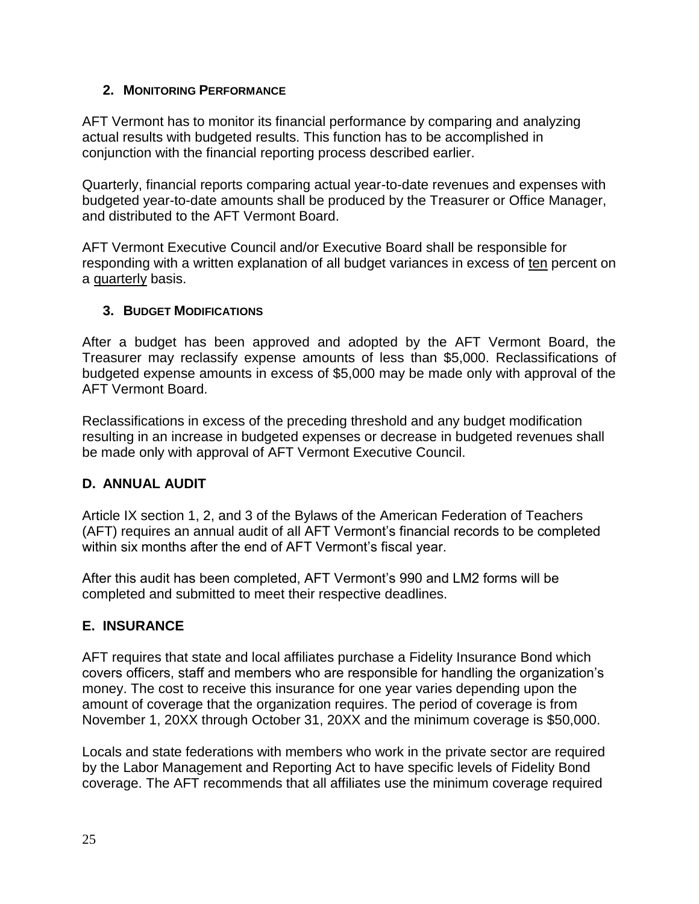### 2. Monitoring Performance

AFT Vermont has to monitor its financial performance by comparing and analyzing actual results with budgeted results. This function has to be accomplished in conjunction with the financial reporting process described earlier.

Quarterly, financial reports comparing actual year-to-date revenues and expenses with budgeted year-to-date amounts shall be produced by the Treasurer or Office Manager, and distributed to the AFT Vermont Board.

AFT Vermont Executive Council and/or Executive Board shall be responsible for responding with a written explanation of all budget variances in excess of ten percent on a quarterly basis.

### 3. Budget Modifications

After a budget has been approved and adopted by the AFT Vermont Board, the Treasurer may reclassify expense amounts of less than $5,000. Reclassifications of budgeted expense amounts in excess of $5,000 may be made only with approval of the AFT Vermont Board.

Reclassifications in excess of the preceding threshold and any budget modification resulting in an increase in budgeted expenses or decrease in budgeted revenues shall be made only with approval of AFT Vermont Executive Council.

## D. ANNUAL AUDIT

Article IX section 1, 2, and 3 of the Bylaws of the American Federation of Teachers (AFT) requires an annual audit of all AFT Vermont's financial records to be completed within six months after the end of AFT Vermont's fiscal year.

After this audit has been completed, AFT Vermont's 990 and LM2 forms will be completed and submitted to meet their respective deadlines.

## E. INSURANCE

AFT requires that state and local affiliates purchase a Fidelity Insurance Bond which covers officers, staff and members who are responsible for handling the organization's money. The cost to receive this insurance for one year varies depending upon the amount of coverage that the organization requires. The period of coverage is from November 1, 20XX through October 31, 20XX and the minimum coverage is $50,000.

Locals and state federations with members who work in the private sector are required by the Labor Management and Reporting Act to have specific levels of Fidelity Bond coverage. The AFT recommends that all affiliates use the minimum coverage required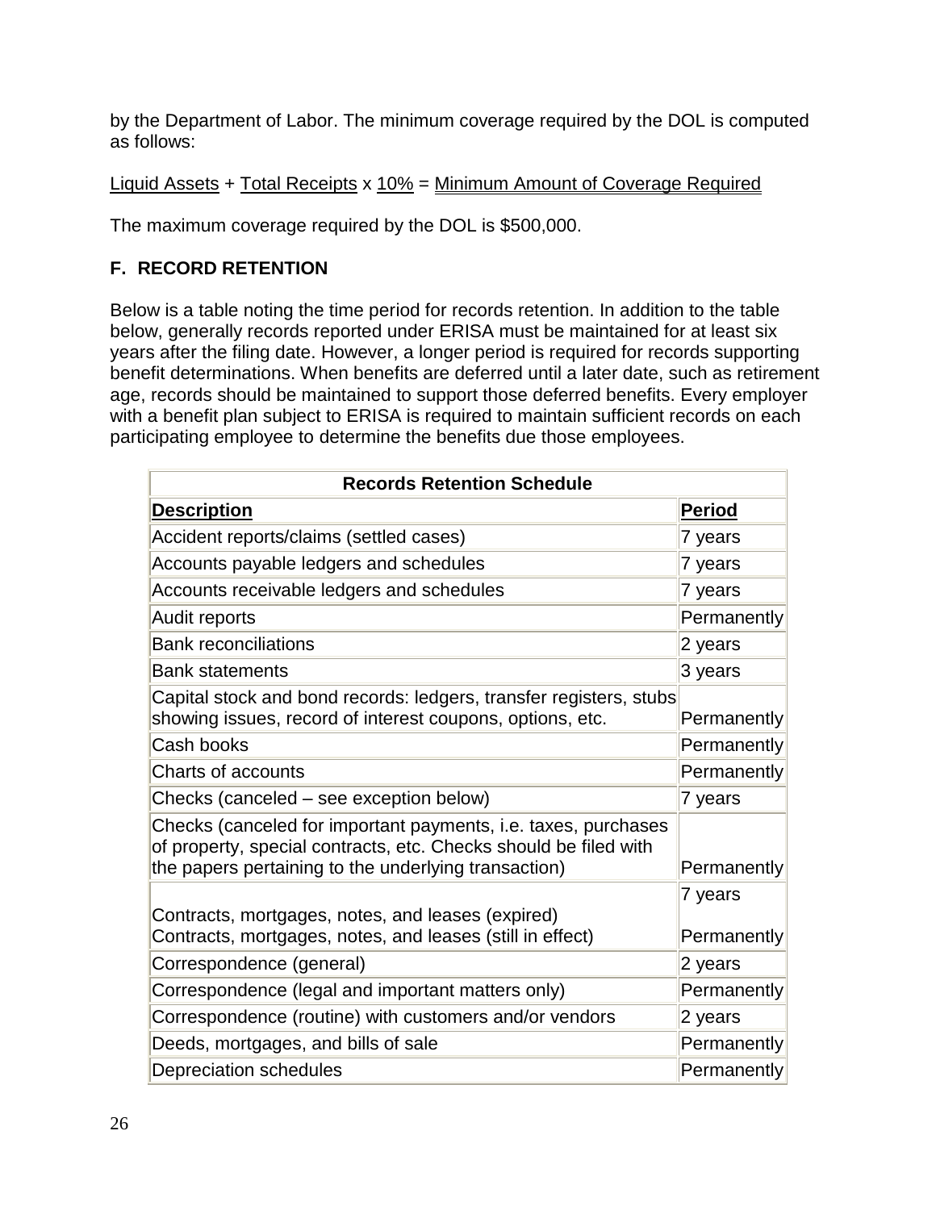by the Department of Labor. The minimum coverage required by the DOL is computed as follows:

Liquid Assets + Total Receipts x 10% = Minimum Amount of Coverage Required

The maximum coverage required by the DOL is $500,000.

**F. RECORD RETENTION**

Below is a table noting the time period for records retention. In addition to the table below, generally records reported under ERISA must be maintained for at least six years after the filing date. However, a longer period is required for records supporting benefit determinations. When benefits are deferred until a later date, such as retirement age, records should be maintained to support those deferred benefits. Every employer with a benefit plan subject to ERISA is required to maintain sufficient records on each participating employee to determine the benefits due those employees.

| Records Retention Schedule | |
|---|---|
| **Description** | **Period** |
| Accident reports/claims (settled cases) | 7 years |
| Accounts payable ledgers and schedules | 7 years |
| Accounts receivable ledgers and schedules | 7 years |
| Audit reports | Permanently |
| Bank reconciliations | 2 years |
| Bank statements | 3 years |
| Capital stock and bond records: ledgers, transfer registers, stubs showing issues, record of interest coupons, options, etc. | Permanently |
| Cash books | Permanently |
| Charts of accounts | Permanently |
| Checks (canceled – see exception below) | 7 years |
| Checks (canceled for important payments, i.e. taxes, purchases of property, special contracts, etc. Checks should be filed with the papers pertaining to the underlying transaction) | Permanently |
| Contracts, mortgages, notes, and leases (expired)<br>Contracts, mortgages, notes, and leases (still in effect) | 7 years<br>Permanently |
| Correspondence (general) | 2 years |
| Correspondence (legal and important matters only) | Permanently |
| Correspondence (routine) with customers and/or vendors | 2 years |
| Deeds, mortgages, and bills of sale | Permanently |
| Depreciation schedules | Permanently |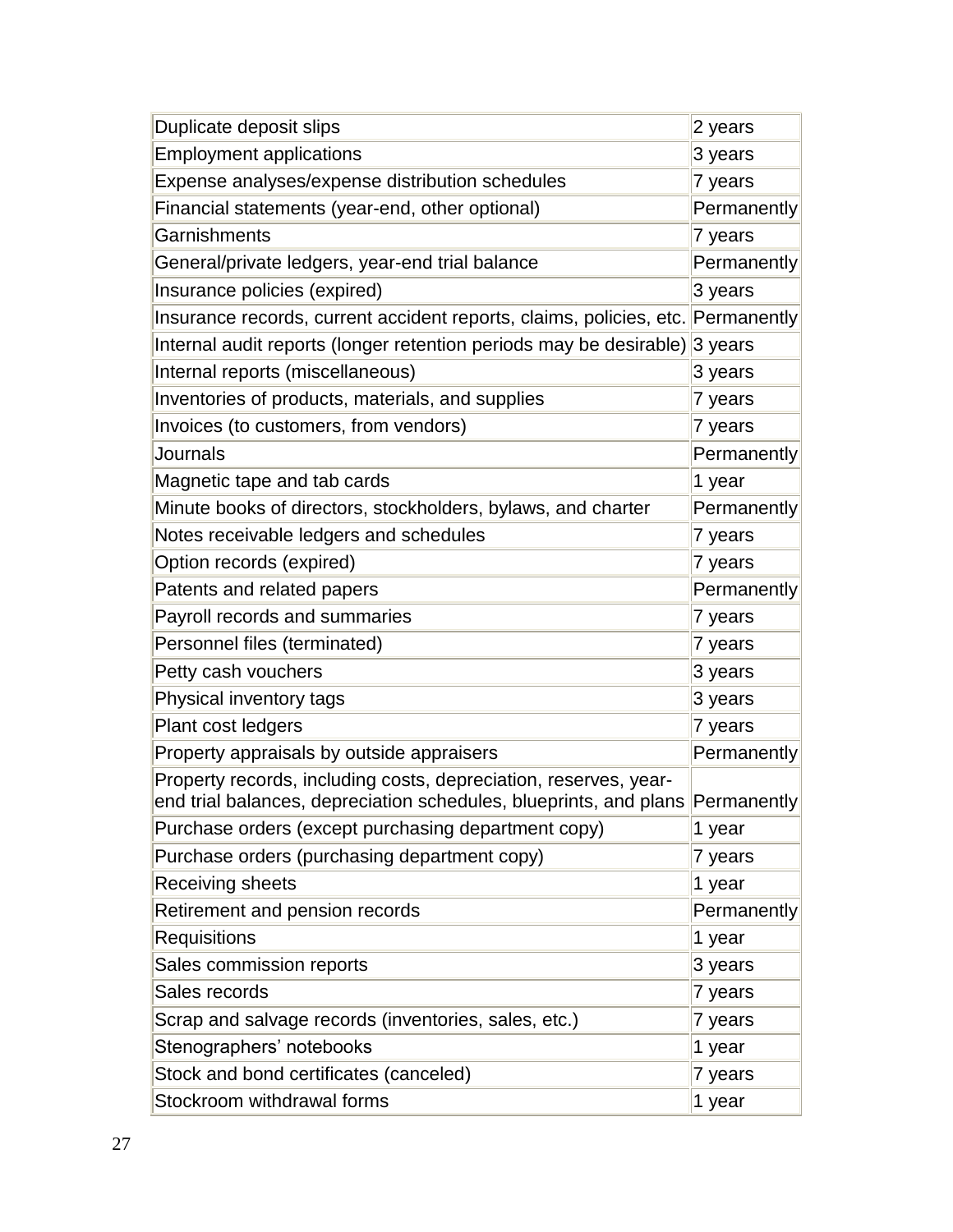| Duplicate deposit slips | 2 years |
|---|---|
| Employment applications | 3 years |
| Expense analyses/expense distribution schedules | 7 years |
| Financial statements (year-end, other optional) | Permanently |
| Garnishments | 7 years |
| General/private ledgers, year-end trial balance | Permanently |
| Insurance policies (expired) | 3 years |
| Insurance records, current accident reports, claims, policies, etc. | Permanently |
| Internal audit reports (longer retention periods may be desirable) | 3 years |
| Internal reports (miscellaneous) | 3 years |
| Inventories of products, materials, and supplies | 7 years |
| Invoices (to customers, from vendors) | 7 years |
| Journals | Permanently |
| Magnetic tape and tab cards | 1 year |
| Minute books of directors, stockholders, bylaws, and charter | Permanently |
| Notes receivable ledgers and schedules | 7 years |
| Option records (expired) | 7 years |
| Patents and related papers | Permanently |
| Payroll records and summaries | 7 years |
| Personnel files (terminated) | 7 years |
| Petty cash vouchers | 3 years |
| Physical inventory tags | 3 years |
| Plant cost ledgers | 7 years |
| Property appraisals by outside appraisers | Permanently |
| Property records, including costs, depreciation, reserves, year-end trial balances, depreciation schedules, blueprints, and plans | Permanently |
| Purchase orders (except purchasing department copy) | 1 year |
| Purchase orders (purchasing department copy) | 7 years |
| Receiving sheets | 1 year |
| Retirement and pension records | Permanently |
| Requisitions | 1 year |
| Sales commission reports | 3 years |
| Sales records | 7 years |
| Scrap and salvage records (inventories, sales, etc.) | 7 years |
| Stenographers' notebooks | 1 year |
| Stock and bond certificates (canceled) | 7 years |
| Stockroom withdrawal forms | 1 year |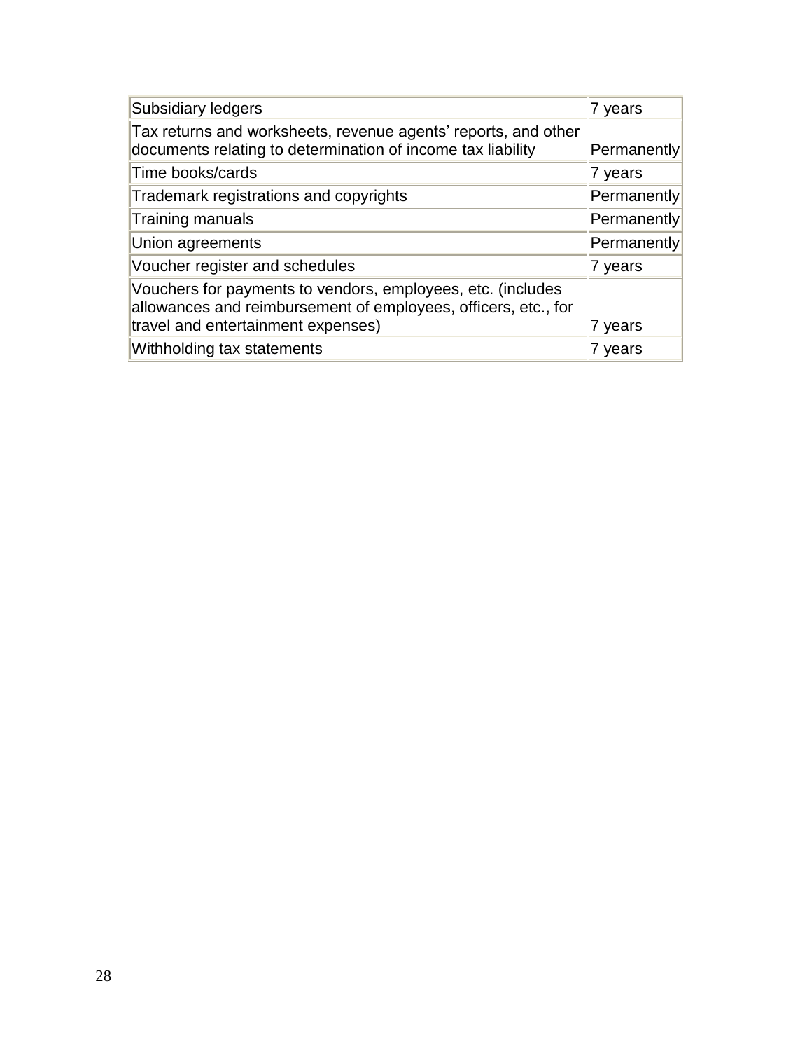| | |
|---|---|
| Subsidiary ledgers | 7 years |
| Tax returns and worksheets, revenue agents' reports, and other documents relating to determination of income tax liability | Permanently |
| Time books/cards | 7 years |
| Trademark registrations and copyrights | Permanently |
| Training manuals | Permanently |
| Union agreements | Permanently |
| Voucher register and schedules | 7 years |
| Vouchers for payments to vendors, employees, etc. (includes allowances and reimbursement of employees, officers, etc., for travel and entertainment expenses) | 7 years |
| Withholding tax statements | 7 years |